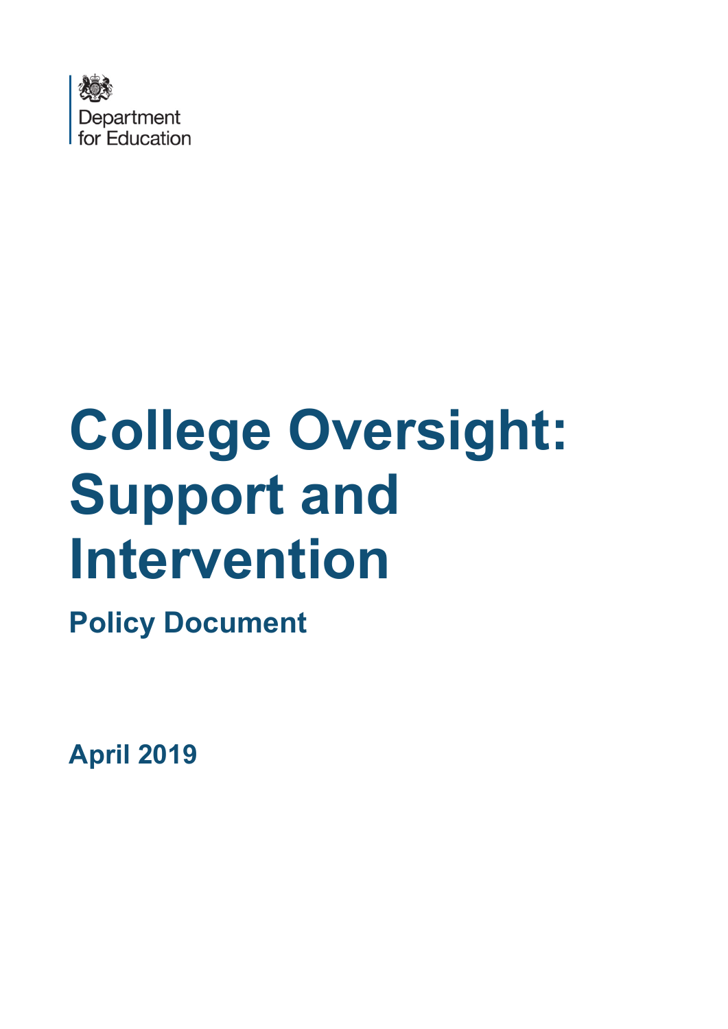Department for Education

# College Oversight: Support and Intervention

## Policy Document

**April 2019**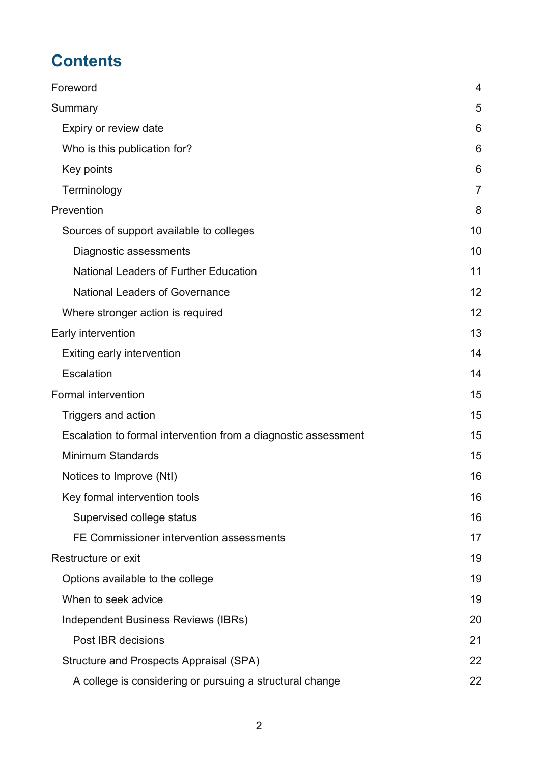# Contents

Foreword 4

Summary 5

- Expiry or review date 6
- Who is this publication for? 6
- Key points 6
- Terminology 7

Prevention 8

- Sources of support available to colleges 10
  - Diagnostic assessments 10
  - National Leaders of Further Education 11
  - National Leaders of Governance 12
- Where stronger action is required 12

Early intervention 13

- Exiting early intervention 14
- Escalation 14

Formal intervention 15

- Triggers and action 15
- Escalation to formal intervention from a diagnostic assessment 15
- Minimum Standards 15
- Notices to Improve (NtI) 16
- Key formal intervention tools 16
  - Supervised college status 16
  - FE Commissioner intervention assessments 17

Restructure or exit 19

- Options available to the college 19
- When to seek advice 19
- Independent Business Reviews (IBRs) 20
  - Post IBR decisions 21
- Structure and Prospects Appraisal (SPA) 22
  - A college is considering or pursuing a structural change 22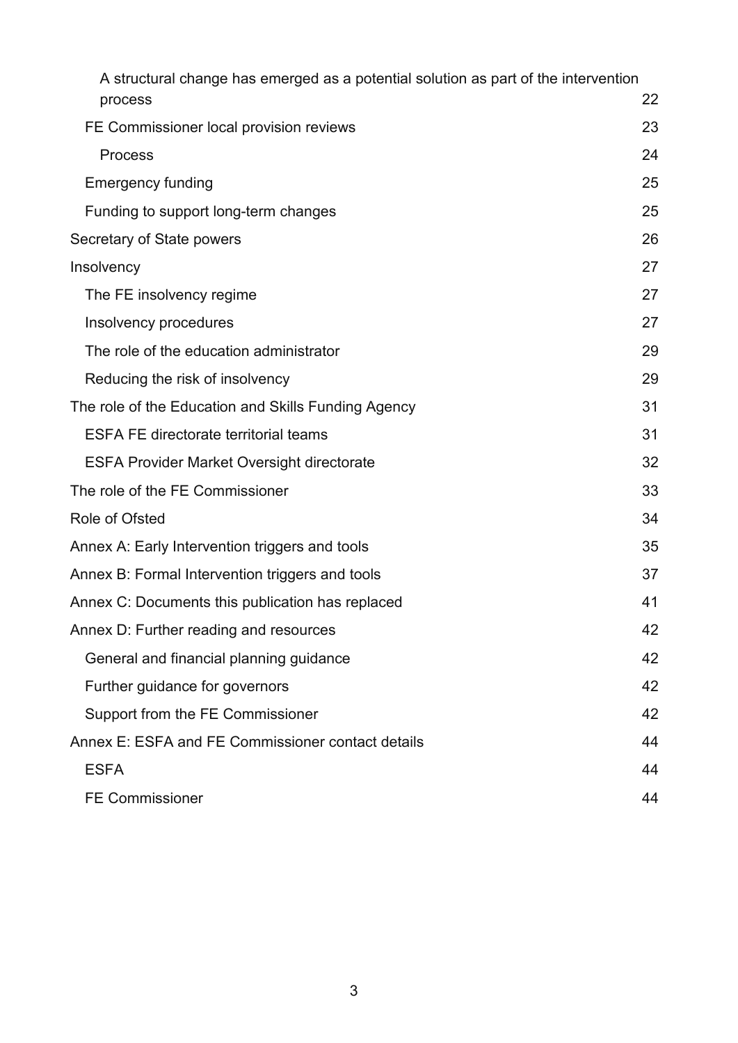- A structural change has emerged as a potential solution as part of the intervention process 22
- FE Commissioner local provision reviews 23
  - Process 24
- Emergency funding 25
- Funding to support long-term changes 25

Secretary of State powers 26

Insolvency 27

- The FE insolvency regime 27
- Insolvency procedures 27
- The role of the education administrator 29
- Reducing the risk of insolvency 29

The role of the Education and Skills Funding Agency 31

- ESFA FE directorate territorial teams 31
- ESFA Provider Market Oversight directorate 32

The role of the FE Commissioner 33

Role of Ofsted 34

Annex A: Early Intervention triggers and tools 35

Annex B: Formal Intervention triggers and tools 37

Annex C: Documents this publication has replaced 41

Annex D: Further reading and resources 42

- General and financial planning guidance 42
- Further guidance for governors 42
- Support from the FE Commissioner 42

Annex E: ESFA and FE Commissioner contact details 44

- ESFA 44
- FE Commissioner 44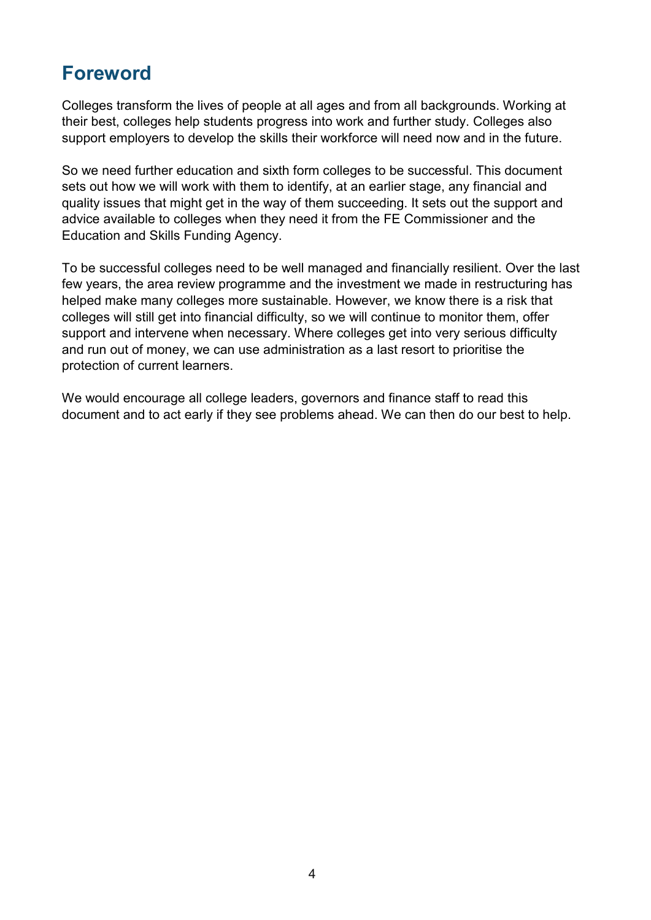## Foreword

Colleges transform the lives of people at all ages and from all backgrounds. Working at their best, colleges help students progress into work and further study. Colleges also support employers to develop the skills their workforce will need now and in the future.

So we need further education and sixth form colleges to be successful. This document sets out how we will work with them to identify, at an earlier stage, any financial and quality issues that might get in the way of them succeeding. It sets out the support and advice available to colleges when they need it from the FE Commissioner and the Education and Skills Funding Agency.

To be successful colleges need to be well managed and financially resilient. Over the last few years, the area review programme and the investment we made in restructuring has helped make many colleges more sustainable. However, we know there is a risk that colleges will still get into financial difficulty, so we will continue to monitor them, offer support and intervene when necessary. Where colleges get into very serious difficulty and run out of money, we can use administration as a last resort to prioritise the protection of current learners.

We would encourage all college leaders, governors and finance staff to read this document and to act early if they see problems ahead. We can then do our best to help.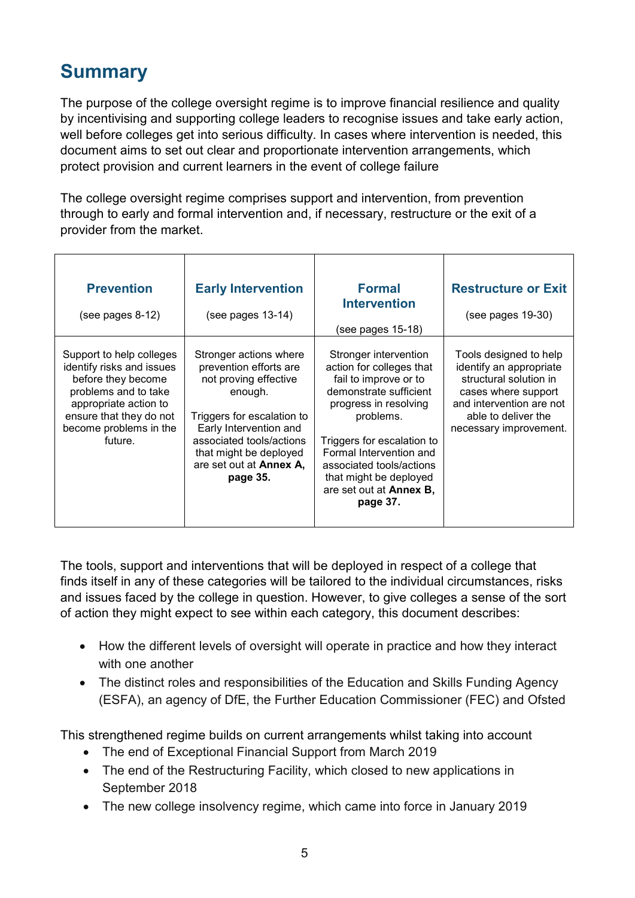## Summary

The purpose of the college oversight regime is to improve financial resilience and quality by incentivising and supporting college leaders to recognise issues and take early action, well before colleges get into serious difficulty. In cases where intervention is needed, this document aims to set out clear and proportionate intervention arrangements, which protect provision and current learners in the event of college failure

The college oversight regime comprises support and intervention, from prevention through to early and formal intervention and, if necessary, restructure or the exit of a provider from the market.

| **Prevention**<br><br>(see pages 8-12) | **Early Intervention**<br><br>(see pages 13-14) | **Formal Intervention**<br><br>(see pages 15-18) | **Restructure or Exit**<br><br>(see pages 19-30) |
|---|---|---|---|
| Support to help colleges identify risks and issues before they become problems and to take appropriate action to ensure that they do not become problems in the future. | Stronger actions where prevention efforts are not proving effective enough.<br><br>Triggers for escalation to Early Intervention and associated tools/actions that might be deployed are set out at **Annex A, page 35.** | Stronger intervention action for colleges that fail to improve or to demonstrate sufficient progress in resolving problems.<br><br>Triggers for escalation to Formal Intervention and associated tools/actions that might be deployed are set out at **Annex B, page 37.** | Tools designed to help identify an appropriate structural solution in cases where support and intervention are not able to deliver the necessary improvement. |

The tools, support and interventions that will be deployed in respect of a college that finds itself in any of these categories will be tailored to the individual circumstances, risks and issues faced by the college in question. However, to give colleges a sense of the sort of action they might expect to see within each category, this document describes:

- How the different levels of oversight will operate in practice and how they interact with one another
- The distinct roles and responsibilities of the Education and Skills Funding Agency (ESFA), an agency of DfE, the Further Education Commissioner (FEC) and Ofsted

This strengthened regime builds on current arrangements whilst taking into account

- The end of Exceptional Financial Support from March 2019
- The end of the Restructuring Facility, which closed to new applications in September 2018
- The new college insolvency regime, which came into force in January 2019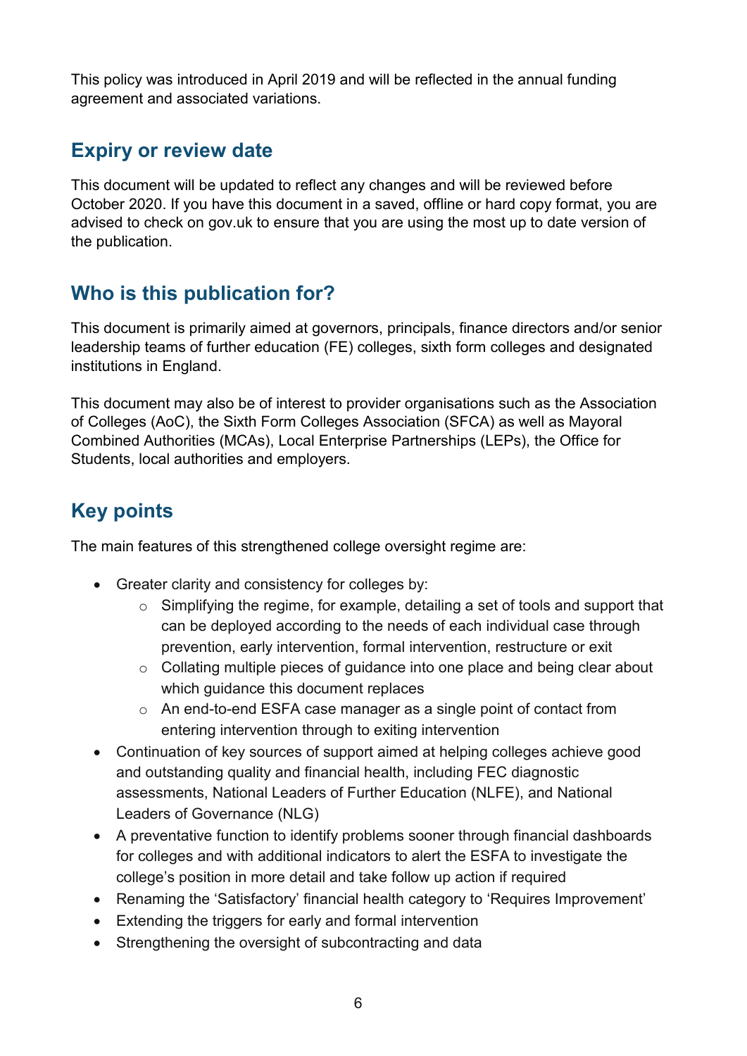This policy was introduced in April 2019 and will be reflected in the annual funding agreement and associated variations.

## Expiry or review date

This document will be updated to reflect any changes and will be reviewed before October 2020. If you have this document in a saved, offline or hard copy format, you are advised to check on gov.uk to ensure that you are using the most up to date version of the publication.

## Who is this publication for?

This document is primarily aimed at governors, principals, finance directors and/or senior leadership teams of further education (FE) colleges, sixth form colleges and designated institutions in England.

This document may also be of interest to provider organisations such as the Association of Colleges (AoC), the Sixth Form Colleges Association (SFCA) as well as Mayoral Combined Authorities (MCAs), Local Enterprise Partnerships (LEPs), the Office for Students, local authorities and employers.

## Key points

The main features of this strengthened college oversight regime are:

- Greater clarity and consistency for colleges by:
    - Simplifying the regime, for example, detailing a set of tools and support that can be deployed according to the needs of each individual case through prevention, early intervention, formal intervention, restructure or exit
    - Collating multiple pieces of guidance into one place and being clear about which guidance this document replaces
    - An end-to-end ESFA case manager as a single point of contact from entering intervention through to exiting intervention
- Continuation of key sources of support aimed at helping colleges achieve good and outstanding quality and financial health, including FEC diagnostic assessments, National Leaders of Further Education (NLFE), and National Leaders of Governance (NLG)
- A preventative function to identify problems sooner through financial dashboards for colleges and with additional indicators to alert the ESFA to investigate the college's position in more detail and take follow up action if required
- Renaming the 'Satisfactory' financial health category to 'Requires Improvement'
- Extending the triggers for early and formal intervention
- Strengthening the oversight of subcontracting and data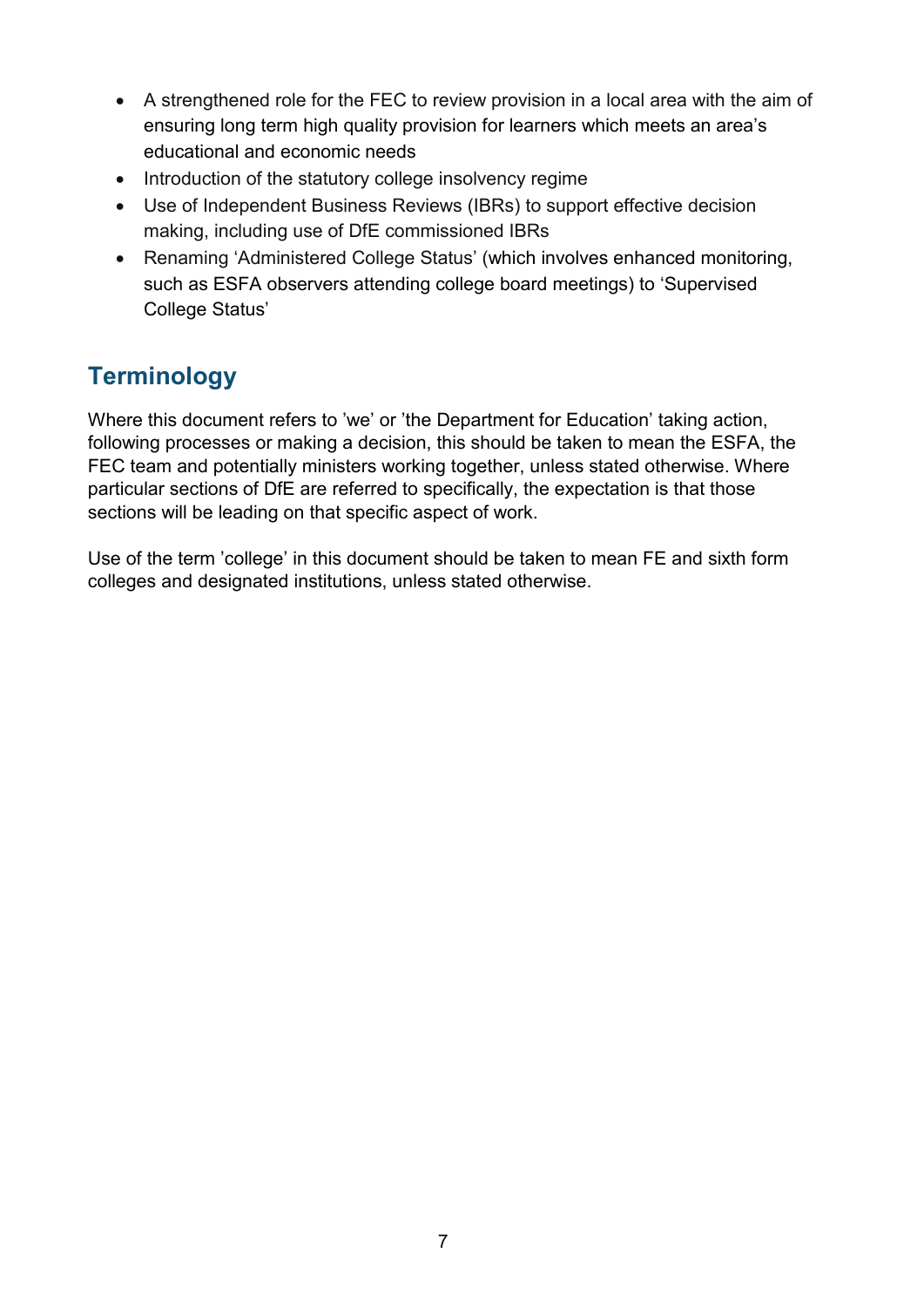- A strengthened role for the FEC to review provision in a local area with the aim of ensuring long term high quality provision for learners which meets an area's educational and economic needs
- Introduction of the statutory college insolvency regime
- Use of Independent Business Reviews (IBRs) to support effective decision making, including use of DfE commissioned IBRs
- Renaming 'Administered College Status' (which involves enhanced monitoring, such as ESFA observers attending college board meetings) to 'Supervised College Status'

## Terminology

Where this document refers to 'we' or 'the Department for Education' taking action, following processes or making a decision, this should be taken to mean the ESFA, the FEC team and potentially ministers working together, unless stated otherwise. Where particular sections of DfE are referred to specifically, the expectation is that those sections will be leading on that specific aspect of work.

Use of the term 'college' in this document should be taken to mean FE and sixth form colleges and designated institutions, unless stated otherwise.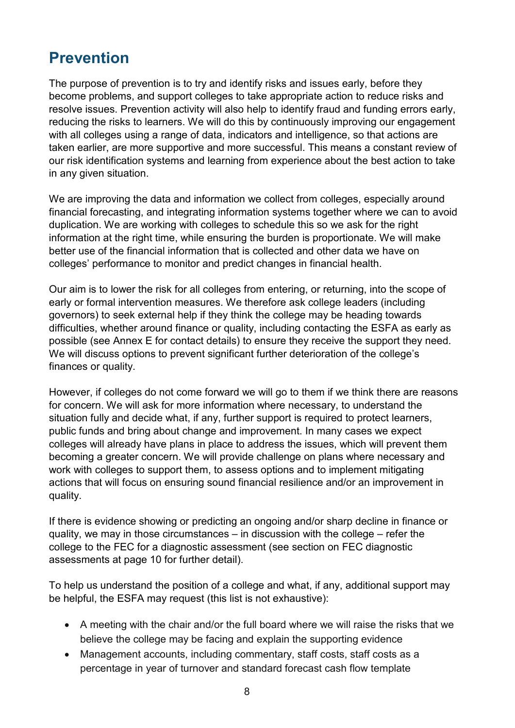## Prevention

The purpose of prevention is to try and identify risks and issues early, before they become problems, and support colleges to take appropriate action to reduce risks and resolve issues. Prevention activity will also help to identify fraud and funding errors early, reducing the risks to learners. We will do this by continuously improving our engagement with all colleges using a range of data, indicators and intelligence, so that actions are taken earlier, are more supportive and more successful. This means a constant review of our risk identification systems and learning from experience about the best action to take in any given situation.

We are improving the data and information we collect from colleges, especially around financial forecasting, and integrating information systems together where we can to avoid duplication. We are working with colleges to schedule this so we ask for the right information at the right time, while ensuring the burden is proportionate. We will make better use of the financial information that is collected and other data we have on colleges' performance to monitor and predict changes in financial health.

Our aim is to lower the risk for all colleges from entering, or returning, into the scope of early or formal intervention measures. We therefore ask college leaders (including governors) to seek external help if they think the college may be heading towards difficulties, whether around finance or quality, including contacting the ESFA as early as possible (see Annex E for contact details) to ensure they receive the support they need. We will discuss options to prevent significant further deterioration of the college's finances or quality.

However, if colleges do not come forward we will go to them if we think there are reasons for concern. We will ask for more information where necessary, to understand the situation fully and decide what, if any, further support is required to protect learners, public funds and bring about change and improvement. In many cases we expect colleges will already have plans in place to address the issues, which will prevent them becoming a greater concern. We will provide challenge on plans where necessary and work with colleges to support them, to assess options and to implement mitigating actions that will focus on ensuring sound financial resilience and/or an improvement in quality.

If there is evidence showing or predicting an ongoing and/or sharp decline in finance or quality, we may in those circumstances – in discussion with the college – refer the college to the FEC for a diagnostic assessment (see section on FEC diagnostic assessments at page 10 for further detail).

To help us understand the position of a college and what, if any, additional support may be helpful, the ESFA may request (this list is not exhaustive):

- A meeting with the chair and/or the full board where we will raise the risks that we believe the college may be facing and explain the supporting evidence
- Management accounts, including commentary, staff costs, staff costs as a percentage in year of turnover and standard forecast cash flow template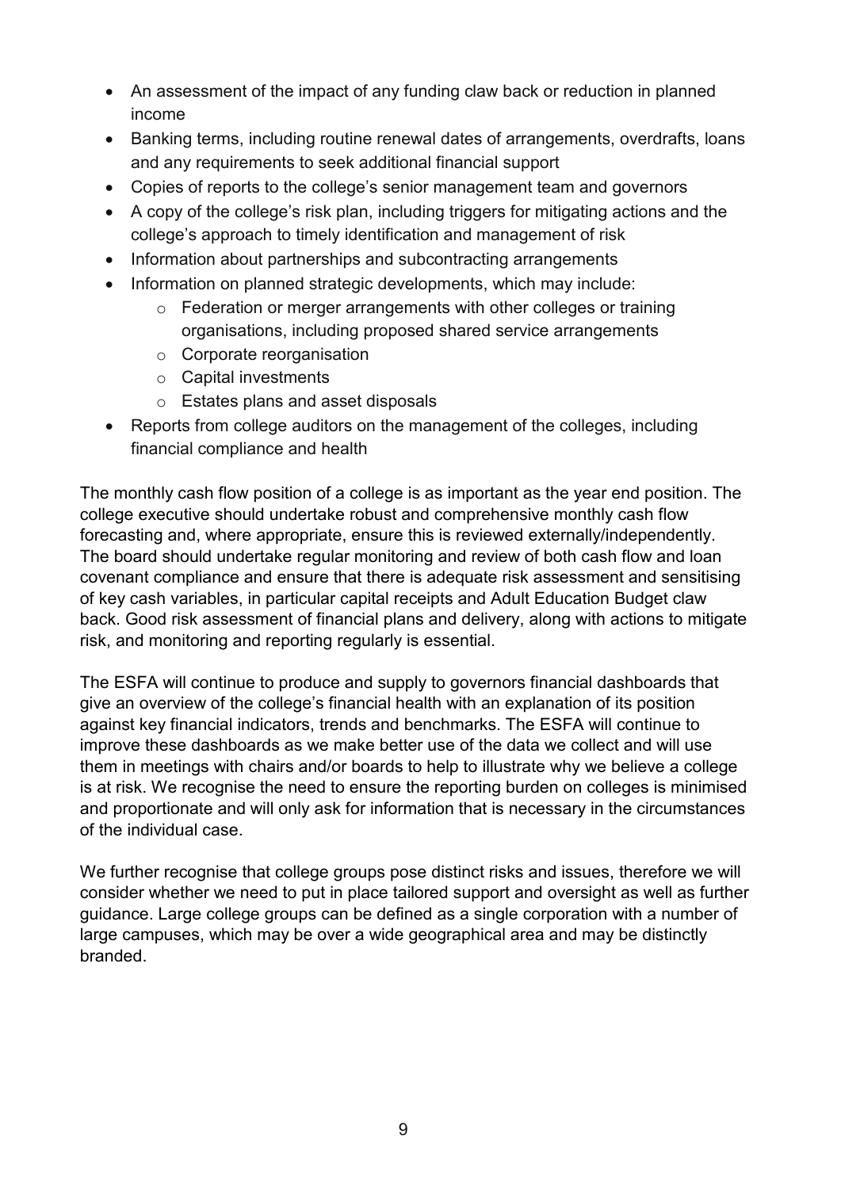- An assessment of the impact of any funding claw back or reduction in planned income
- Banking terms, including routine renewal dates of arrangements, overdrafts, loans and any requirements to seek additional financial support
- Copies of reports to the college's senior management team and governors
- A copy of the college's risk plan, including triggers for mitigating actions and the college's approach to timely identification and management of risk
- Information about partnerships and subcontracting arrangements
- Information on planned strategic developments, which may include:
  - Federation or merger arrangements with other colleges or training organisations, including proposed shared service arrangements
  - Corporate reorganisation
  - Capital investments
  - Estates plans and asset disposals
- Reports from college auditors on the management of the colleges, including financial compliance and health

The monthly cash flow position of a college is as important as the year end position. The college executive should undertake robust and comprehensive monthly cash flow forecasting and, where appropriate, ensure this is reviewed externally/independently. The board should undertake regular monitoring and review of both cash flow and loan covenant compliance and ensure that there is adequate risk assessment and sensitising of key cash variables, in particular capital receipts and Adult Education Budget claw back. Good risk assessment of financial plans and delivery, along with actions to mitigate risk, and monitoring and reporting regularly is essential.

The ESFA will continue to produce and supply to governors financial dashboards that give an overview of the college's financial health with an explanation of its position against key financial indicators, trends and benchmarks. The ESFA will continue to improve these dashboards as we make better use of the data we collect and will use them in meetings with chairs and/or boards to help to illustrate why we believe a college is at risk. We recognise the need to ensure the reporting burden on colleges is minimised and proportionate and will only ask for information that is necessary in the circumstances of the individual case.

We further recognise that college groups pose distinct risks and issues, therefore we will consider whether we need to put in place tailored support and oversight as well as further guidance. Large college groups can be defined as a single corporation with a number of large campuses, which may be over a wide geographical area and may be distinctly branded.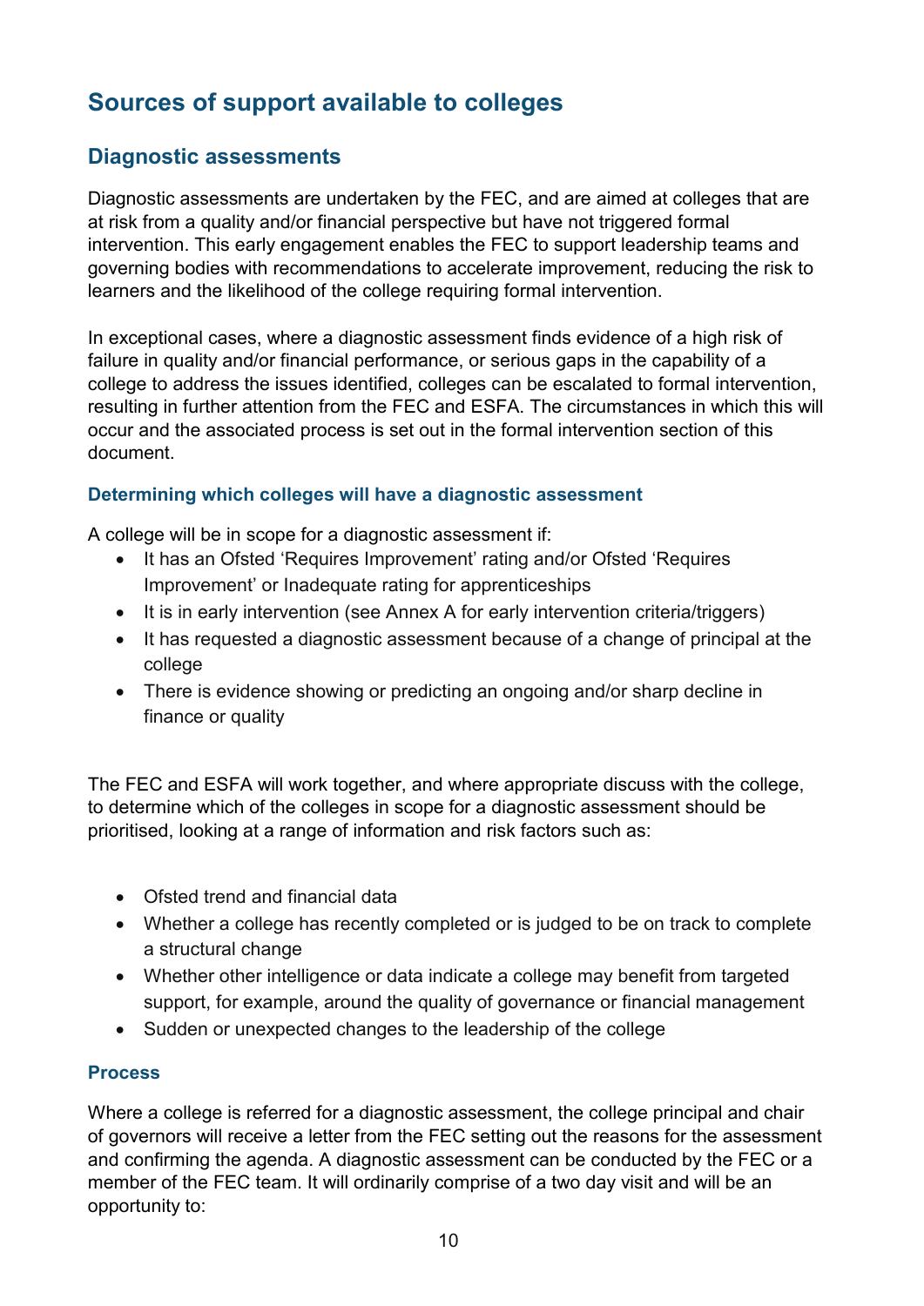## Sources of support available to colleges

### Diagnostic assessments

Diagnostic assessments are undertaken by the FEC, and are aimed at colleges that are at risk from a quality and/or financial perspective but have not triggered formal intervention. This early engagement enables the FEC to support leadership teams and governing bodies with recommendations to accelerate improvement, reducing the risk to learners and the likelihood of the college requiring formal intervention.

In exceptional cases, where a diagnostic assessment finds evidence of a high risk of failure in quality and/or financial performance, or serious gaps in the capability of a college to address the issues identified, colleges can be escalated to formal intervention, resulting in further attention from the FEC and ESFA. The circumstances in which this will occur and the associated process is set out in the formal intervention section of this document.

#### Determining which colleges will have a diagnostic assessment

A college will be in scope for a diagnostic assessment if:

- It has an Ofsted 'Requires Improvement' rating and/or Ofsted 'Requires Improvement' or Inadequate rating for apprenticeships
- It is in early intervention (see Annex A for early intervention criteria/triggers)
- It has requested a diagnostic assessment because of a change of principal at the college
- There is evidence showing or predicting an ongoing and/or sharp decline in finance or quality

The FEC and ESFA will work together, and where appropriate discuss with the college, to determine which of the colleges in scope for a diagnostic assessment should be prioritised, looking at a range of information and risk factors such as:

- Ofsted trend and financial data
- Whether a college has recently completed or is judged to be on track to complete a structural change
- Whether other intelligence or data indicate a college may benefit from targeted support, for example, around the quality of governance or financial management
- Sudden or unexpected changes to the leadership of the college

#### Process

Where a college is referred for a diagnostic assessment, the college principal and chair of governors will receive a letter from the FEC setting out the reasons for the assessment and confirming the agenda. A diagnostic assessment can be conducted by the FEC or a member of the FEC team. It will ordinarily comprise of a two day visit and will be an opportunity to: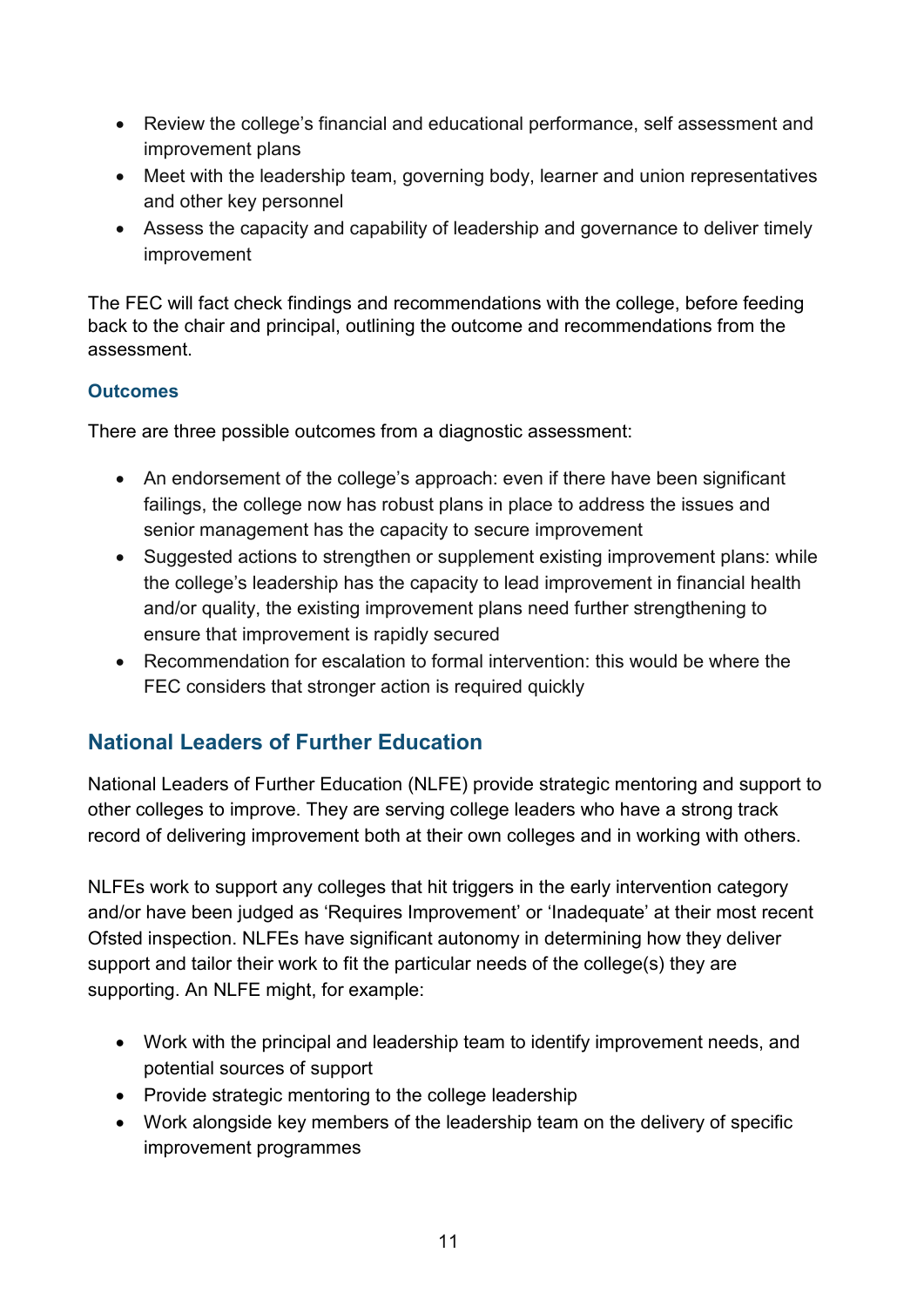- Review the college's financial and educational performance, self assessment and improvement plans
- Meet with the leadership team, governing body, learner and union representatives and other key personnel
- Assess the capacity and capability of leadership and governance to deliver timely improvement

The FEC will fact check findings and recommendations with the college, before feeding back to the chair and principal, outlining the outcome and recommendations from the assessment.

### Outcomes

There are three possible outcomes from a diagnostic assessment:

- An endorsement of the college's approach: even if there have been significant failings, the college now has robust plans in place to address the issues and senior management has the capacity to secure improvement
- Suggested actions to strengthen or supplement existing improvement plans: while the college's leadership has the capacity to lead improvement in financial health and/or quality, the existing improvement plans need further strengthening to ensure that improvement is rapidly secured
- Recommendation for escalation to formal intervention: this would be where the FEC considers that stronger action is required quickly

## National Leaders of Further Education

National Leaders of Further Education (NLFE) provide strategic mentoring and support to other colleges to improve. They are serving college leaders who have a strong track record of delivering improvement both at their own colleges and in working with others.

NLFEs work to support any colleges that hit triggers in the early intervention category and/or have been judged as 'Requires Improvement' or 'Inadequate' at their most recent Ofsted inspection. NLFEs have significant autonomy in determining how they deliver support and tailor their work to fit the particular needs of the college(s) they are supporting. An NLFE might, for example:

- Work with the principal and leadership team to identify improvement needs, and potential sources of support
- Provide strategic mentoring to the college leadership
- Work alongside key members of the leadership team on the delivery of specific improvement programmes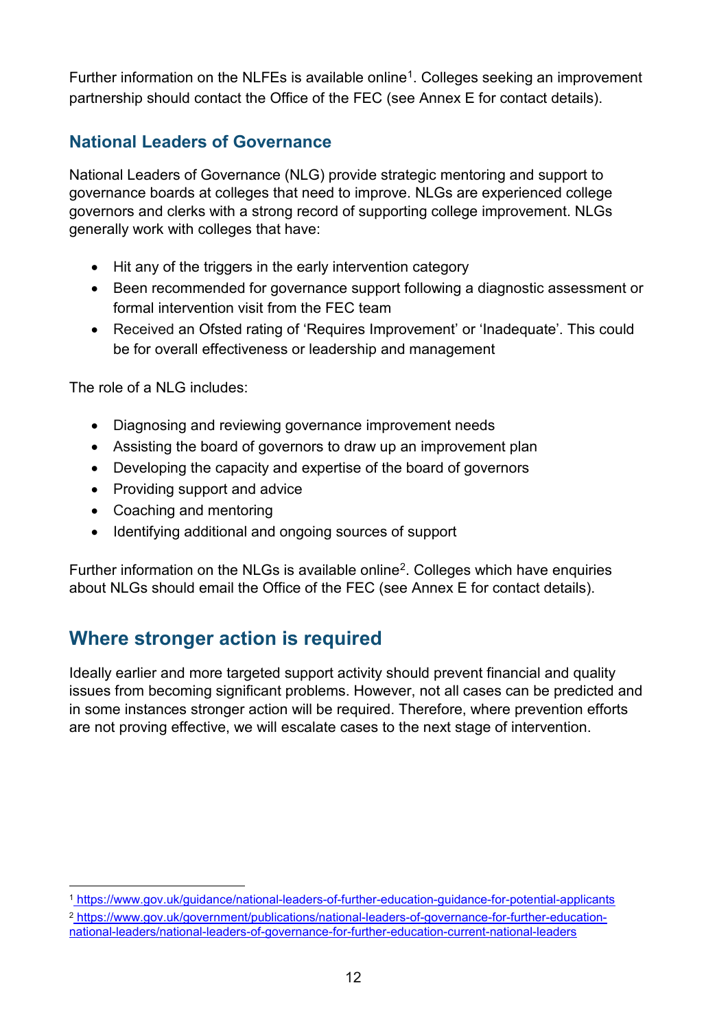Further information on the NLFEs is available online[1]. Colleges seeking an improvement partnership should contact the Office of the FEC (see Annex E for contact details).

### National Leaders of Governance

National Leaders of Governance (NLG) provide strategic mentoring and support to governance boards at colleges that need to improve. NLGs are experienced college governors and clerks with a strong record of supporting college improvement. NLGs generally work with colleges that have:

- Hit any of the triggers in the early intervention category
- Been recommended for governance support following a diagnostic assessment or formal intervention visit from the FEC team
- Received an Ofsted rating of 'Requires Improvement' or 'Inadequate'. This could be for overall effectiveness or leadership and management

The role of a NLG includes:

- Diagnosing and reviewing governance improvement needs
- Assisting the board of governors to draw up an improvement plan
- Developing the capacity and expertise of the board of governors
- Providing support and advice
- Coaching and mentoring
- Identifying additional and ongoing sources of support

Further information on the NLGs is available online[2]. Colleges which have enquiries about NLGs should email the Office of the FEC (see Annex E for contact details).

## Where stronger action is required

Ideally earlier and more targeted support activity should prevent financial and quality issues from becoming significant problems. However, not all cases can be predicted and in some instances stronger action will be required. Therefore, where prevention efforts are not proving effective, we will escalate cases to the next stage of intervention.

---

[1] https://www.gov.uk/guidance/national-leaders-of-further-education-guidance-for-potential-applicants

[2] https://www.gov.uk/government/publications/national-leaders-of-governance-for-further-education-national-leaders/national-leaders-of-governance-for-further-education-current-national-leaders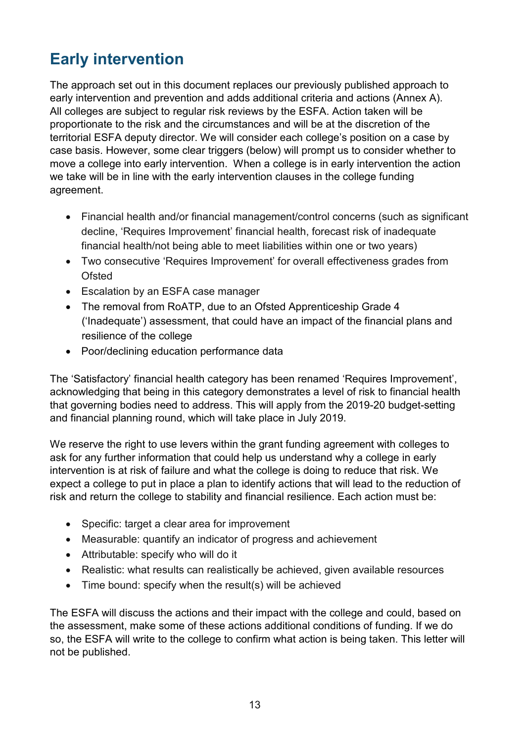## Early intervention

The approach set out in this document replaces our previously published approach to early intervention and prevention and adds additional criteria and actions (Annex A). All colleges are subject to regular risk reviews by the ESFA. Action taken will be proportionate to the risk and the circumstances and will be at the discretion of the territorial ESFA deputy director. We will consider each college's position on a case by case basis. However, some clear triggers (below) will prompt us to consider whether to move a college into early intervention. When a college is in early intervention the action we take will be in line with the early intervention clauses in the college funding agreement.

- Financial health and/or financial management/control concerns (such as significant decline, 'Requires Improvement' financial health, forecast risk of inadequate financial health/not being able to meet liabilities within one or two years)
- Two consecutive 'Requires Improvement' for overall effectiveness grades from Ofsted
- Escalation by an ESFA case manager
- The removal from RoATP, due to an Ofsted Apprenticeship Grade 4 ('Inadequate') assessment, that could have an impact of the financial plans and resilience of the college
- Poor/declining education performance data

The 'Satisfactory' financial health category has been renamed 'Requires Improvement', acknowledging that being in this category demonstrates a level of risk to financial health that governing bodies need to address. This will apply from the 2019-20 budget-setting and financial planning round, which will take place in July 2019.

We reserve the right to use levers within the grant funding agreement with colleges to ask for any further information that could help us understand why a college in early intervention is at risk of failure and what the college is doing to reduce that risk. We expect a college to put in place a plan to identify actions that will lead to the reduction of risk and return the college to stability and financial resilience. Each action must be:

- Specific: target a clear area for improvement
- Measurable: quantify an indicator of progress and achievement
- Attributable: specify who will do it
- Realistic: what results can realistically be achieved, given available resources
- Time bound: specify when the result(s) will be achieved

The ESFA will discuss the actions and their impact with the college and could, based on the assessment, make some of these actions additional conditions of funding. If we do so, the ESFA will write to the college to confirm what action is being taken. This letter will not be published.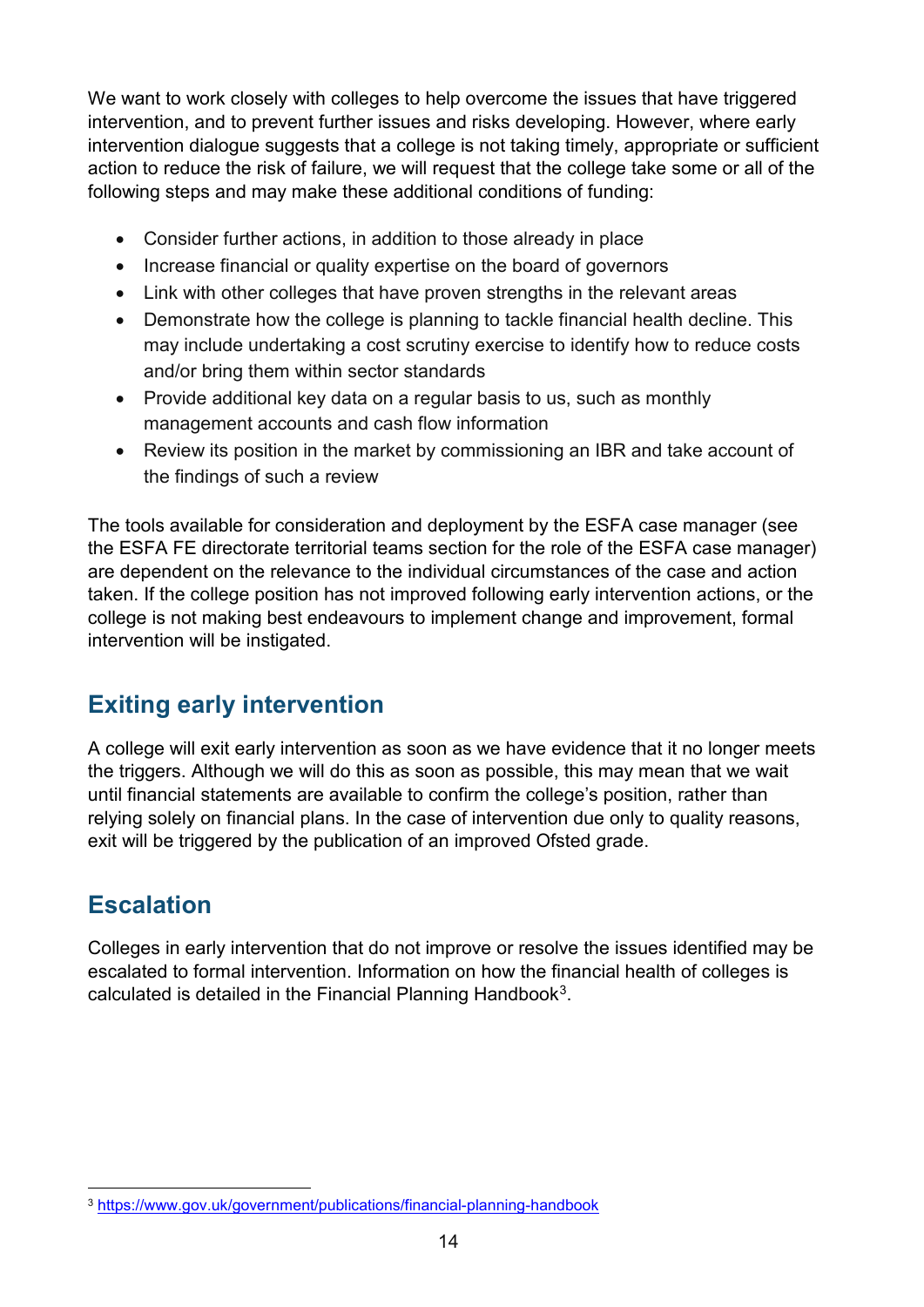We want to work closely with colleges to help overcome the issues that have triggered intervention, and to prevent further issues and risks developing. However, where early intervention dialogue suggests that a college is not taking timely, appropriate or sufficient action to reduce the risk of failure, we will request that the college take some or all of the following steps and may make these additional conditions of funding:

- Consider further actions, in addition to those already in place
- Increase financial or quality expertise on the board of governors
- Link with other colleges that have proven strengths in the relevant areas
- Demonstrate how the college is planning to tackle financial health decline. This may include undertaking a cost scrutiny exercise to identify how to reduce costs and/or bring them within sector standards
- Provide additional key data on a regular basis to us, such as monthly management accounts and cash flow information
- Review its position in the market by commissioning an IBR and take account of the findings of such a review

The tools available for consideration and deployment by the ESFA case manager (see the ESFA FE directorate territorial teams section for the role of the ESFA case manager) are dependent on the relevance to the individual circumstances of the case and action taken. If the college position has not improved following early intervention actions, or the college is not making best endeavours to implement change and improvement, formal intervention will be instigated.

## Exiting early intervention

A college will exit early intervention as soon as we have evidence that it no longer meets the triggers. Although we will do this as soon as possible, this may mean that we wait until financial statements are available to confirm the college's position, rather than relying solely on financial plans. In the case of intervention due only to quality reasons, exit will be triggered by the publication of an improved Ofsted grade.

## Escalation

Colleges in early intervention that do not improve or resolve the issues identified may be escalated to formal intervention. Information on how the financial health of colleges is calculated is detailed in the Financial Planning Handbook[3].

[3] https://www.gov.uk/government/publications/financial-planning-handbook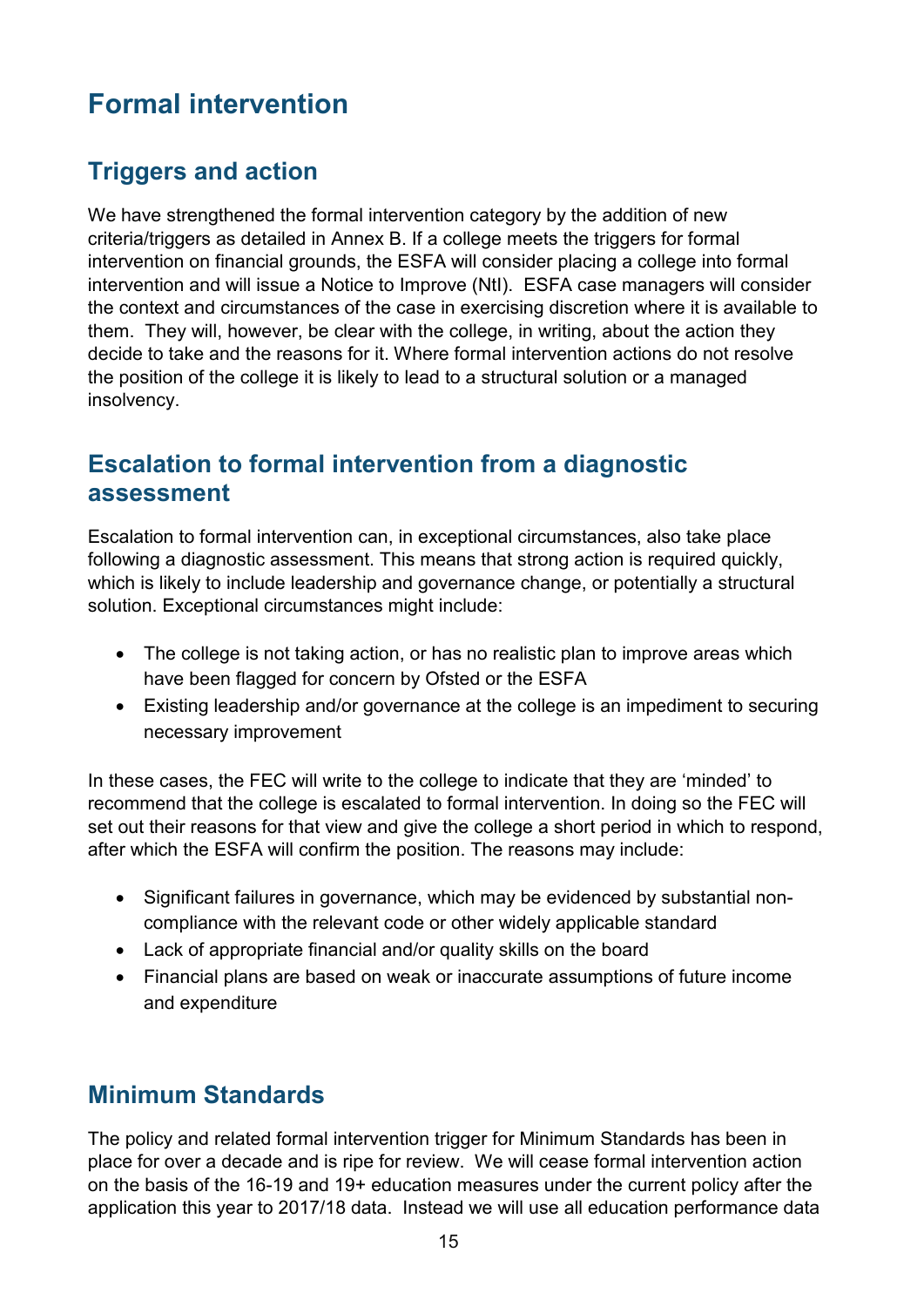# Formal intervention

## Triggers and action

We have strengthened the formal intervention category by the addition of new criteria/triggers as detailed in Annex B. If a college meets the triggers for formal intervention on financial grounds, the ESFA will consider placing a college into formal intervention and will issue a Notice to Improve (NtI). ESFA case managers will consider the context and circumstances of the case in exercising discretion where it is available to them. They will, however, be clear with the college, in writing, about the action they decide to take and the reasons for it. Where formal intervention actions do not resolve the position of the college it is likely to lead to a structural solution or a managed insolvency.

## Escalation to formal intervention from a diagnostic assessment

Escalation to formal intervention can, in exceptional circumstances, also take place following a diagnostic assessment. This means that strong action is required quickly, which is likely to include leadership and governance change, or potentially a structural solution. Exceptional circumstances might include:

- The college is not taking action, or has no realistic plan to improve areas which have been flagged for concern by Ofsted or the ESFA
- Existing leadership and/or governance at the college is an impediment to securing necessary improvement

In these cases, the FEC will write to the college to indicate that they are 'minded' to recommend that the college is escalated to formal intervention. In doing so the FEC will set out their reasons for that view and give the college a short period in which to respond, after which the ESFA will confirm the position. The reasons may include:

- Significant failures in governance, which may be evidenced by substantial non-compliance with the relevant code or other widely applicable standard
- Lack of appropriate financial and/or quality skills on the board
- Financial plans are based on weak or inaccurate assumptions of future income and expenditure

## Minimum Standards

The policy and related formal intervention trigger for Minimum Standards has been in place for over a decade and is ripe for review. We will cease formal intervention action on the basis of the 16-19 and 19+ education measures under the current policy after the application this year to 2017/18 data. Instead we will use all education performance data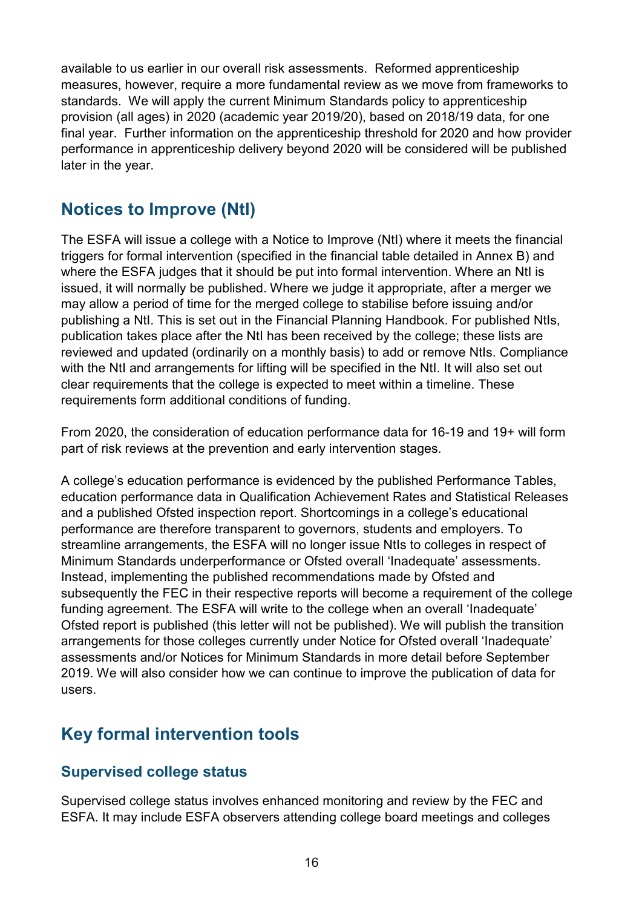available to us earlier in our overall risk assessments. Reformed apprenticeship measures, however, require a more fundamental review as we move from frameworks to standards. We will apply the current Minimum Standards policy to apprenticeship provision (all ages) in 2020 (academic year 2019/20), based on 2018/19 data, for one final year. Further information on the apprenticeship threshold for 2020 and how provider performance in apprenticeship delivery beyond 2020 will be considered will be published later in the year.

## Notices to Improve (NtI)

The ESFA will issue a college with a Notice to Improve (NtI) where it meets the financial triggers for formal intervention (specified in the financial table detailed in Annex B) and where the ESFA judges that it should be put into formal intervention. Where an NtI is issued, it will normally be published. Where we judge it appropriate, after a merger we may allow a period of time for the merged college to stabilise before issuing and/or publishing a NtI. This is set out in the Financial Planning Handbook. For published NtIs, publication takes place after the NtI has been received by the college; these lists are reviewed and updated (ordinarily on a monthly basis) to add or remove NtIs. Compliance with the NtI and arrangements for lifting will be specified in the NtI. It will also set out clear requirements that the college is expected to meet within a timeline. These requirements form additional conditions of funding.

From 2020, the consideration of education performance data for 16-19 and 19+ will form part of risk reviews at the prevention and early intervention stages.

A college's education performance is evidenced by the published Performance Tables, education performance data in Qualification Achievement Rates and Statistical Releases and a published Ofsted inspection report. Shortcomings in a college's educational performance are therefore transparent to governors, students and employers. To streamline arrangements, the ESFA will no longer issue NtIs to colleges in respect of Minimum Standards underperformance or Ofsted overall 'Inadequate' assessments. Instead, implementing the published recommendations made by Ofsted and subsequently the FEC in their respective reports will become a requirement of the college funding agreement. The ESFA will write to the college when an overall 'Inadequate' Ofsted report is published (this letter will not be published). We will publish the transition arrangements for those colleges currently under Notice for Ofsted overall 'Inadequate' assessments and/or Notices for Minimum Standards in more detail before September 2019. We will also consider how we can continue to improve the publication of data for users.

## Key formal intervention tools

### Supervised college status

Supervised college status involves enhanced monitoring and review by the FEC and ESFA. It may include ESFA observers attending college board meetings and colleges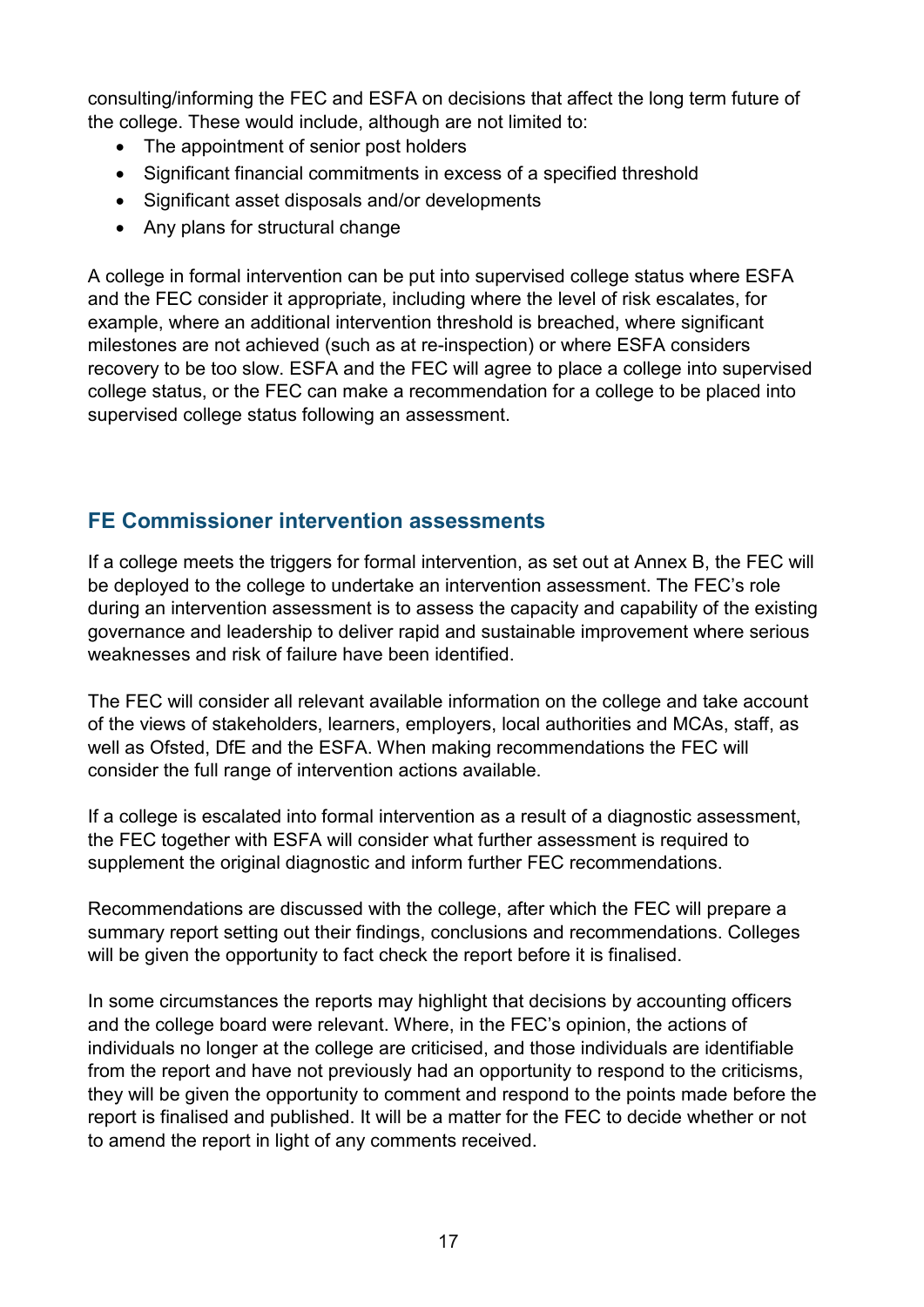consulting/informing the FEC and ESFA on decisions that affect the long term future of the college. These would include, although are not limited to:

- The appointment of senior post holders
- Significant financial commitments in excess of a specified threshold
- Significant asset disposals and/or developments
- Any plans for structural change

A college in formal intervention can be put into supervised college status where ESFA and the FEC consider it appropriate, including where the level of risk escalates, for example, where an additional intervention threshold is breached, where significant milestones are not achieved (such as at re-inspection) or where ESFA considers recovery to be too slow. ESFA and the FEC will agree to place a college into supervised college status, or the FEC can make a recommendation for a college to be placed into supervised college status following an assessment.

## FE Commissioner intervention assessments

If a college meets the triggers for formal intervention, as set out at Annex B, the FEC will be deployed to the college to undertake an intervention assessment. The FEC's role during an intervention assessment is to assess the capacity and capability of the existing governance and leadership to deliver rapid and sustainable improvement where serious weaknesses and risk of failure have been identified.

The FEC will consider all relevant available information on the college and take account of the views of stakeholders, learners, employers, local authorities and MCAs, staff, as well as Ofsted, DfE and the ESFA. When making recommendations the FEC will consider the full range of intervention actions available.

If a college is escalated into formal intervention as a result of a diagnostic assessment, the FEC together with ESFA will consider what further assessment is required to supplement the original diagnostic and inform further FEC recommendations.

Recommendations are discussed with the college, after which the FEC will prepare a summary report setting out their findings, conclusions and recommendations. Colleges will be given the opportunity to fact check the report before it is finalised.

In some circumstances the reports may highlight that decisions by accounting officers and the college board were relevant. Where, in the FEC's opinion, the actions of individuals no longer at the college are criticised, and those individuals are identifiable from the report and have not previously had an opportunity to respond to the criticisms, they will be given the opportunity to comment and respond to the points made before the report is finalised and published. It will be a matter for the FEC to decide whether or not to amend the report in light of any comments received.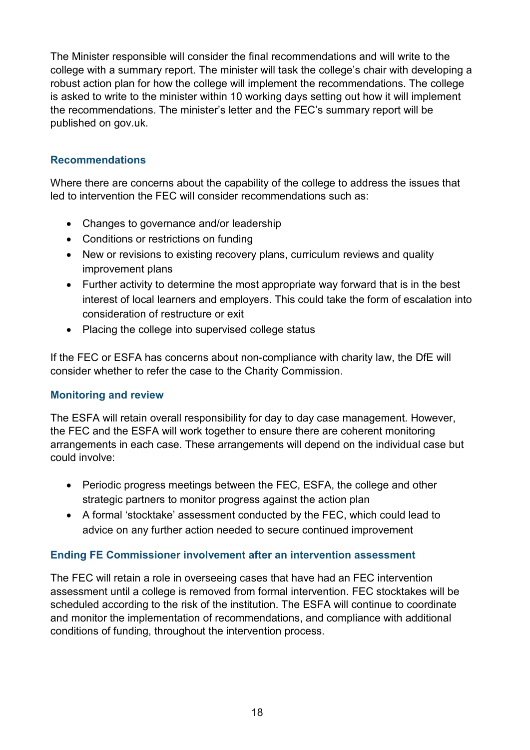The Minister responsible will consider the final recommendations and will write to the college with a summary report. The minister will task the college's chair with developing a robust action plan for how the college will implement the recommendations. The college is asked to write to the minister within 10 working days setting out how it will implement the recommendations. The minister's letter and the FEC's summary report will be published on gov.uk.

### Recommendations

Where there are concerns about the capability of the college to address the issues that led to intervention the FEC will consider recommendations such as:

- Changes to governance and/or leadership
- Conditions or restrictions on funding
- New or revisions to existing recovery plans, curriculum reviews and quality improvement plans
- Further activity to determine the most appropriate way forward that is in the best interest of local learners and employers. This could take the form of escalation into consideration of restructure or exit
- Placing the college into supervised college status

If the FEC or ESFA has concerns about non-compliance with charity law, the DfE will consider whether to refer the case to the Charity Commission.

### Monitoring and review

The ESFA will retain overall responsibility for day to day case management. However, the FEC and the ESFA will work together to ensure there are coherent monitoring arrangements in each case. These arrangements will depend on the individual case but could involve:

- Periodic progress meetings between the FEC, ESFA, the college and other strategic partners to monitor progress against the action plan
- A formal 'stocktake' assessment conducted by the FEC, which could lead to advice on any further action needed to secure continued improvement

### Ending FE Commissioner involvement after an intervention assessment

The FEC will retain a role in overseeing cases that have had an FEC intervention assessment until a college is removed from formal intervention. FEC stocktakes will be scheduled according to the risk of the institution. The ESFA will continue to coordinate and monitor the implementation of recommendations, and compliance with additional conditions of funding, throughout the intervention process.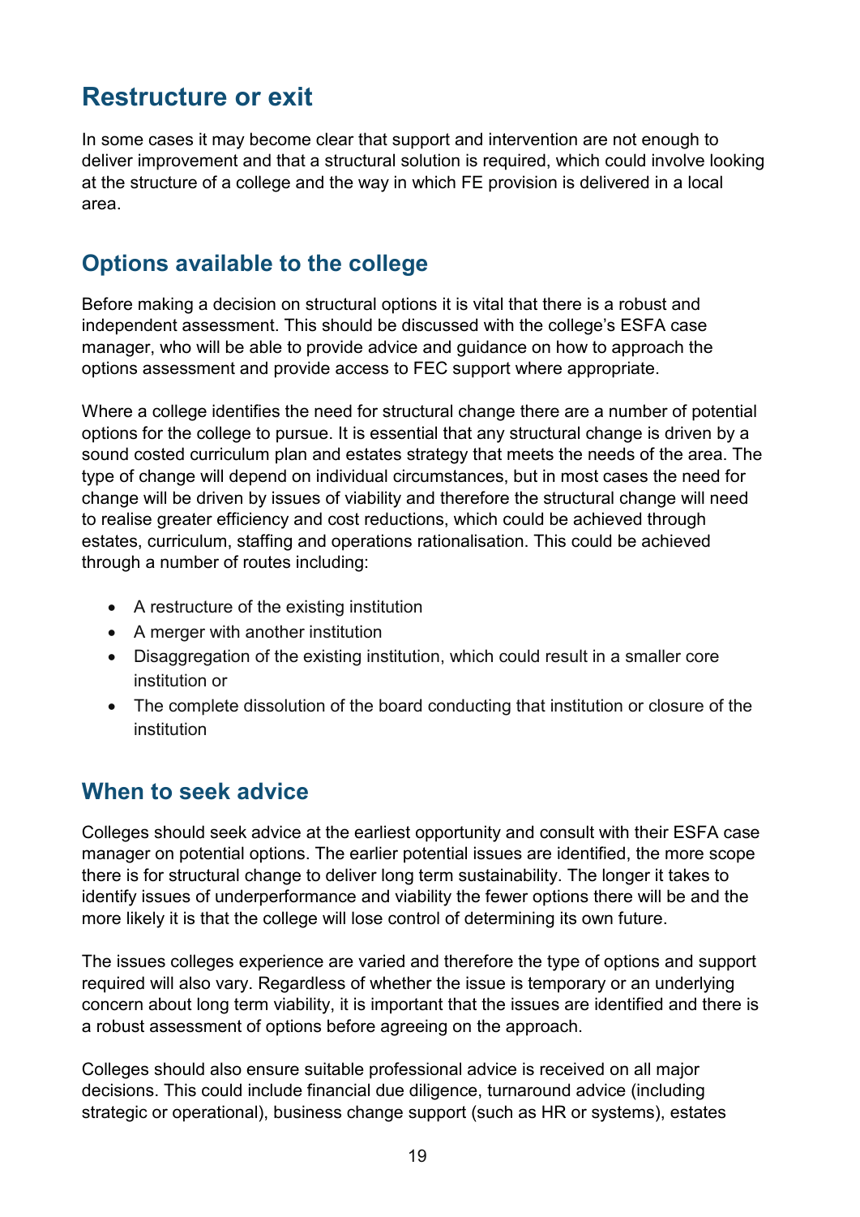## Restructure or exit

In some cases it may become clear that support and intervention are not enough to deliver improvement and that a structural solution is required, which could involve looking at the structure of a college and the way in which FE provision is delivered in a local area.

### Options available to the college

Before making a decision on structural options it is vital that there is a robust and independent assessment. This should be discussed with the college's ESFA case manager, who will be able to provide advice and guidance on how to approach the options assessment and provide access to FEC support where appropriate.

Where a college identifies the need for structural change there are a number of potential options for the college to pursue. It is essential that any structural change is driven by a sound costed curriculum plan and estates strategy that meets the needs of the area. The type of change will depend on individual circumstances, but in most cases the need for change will be driven by issues of viability and therefore the structural change will need to realise greater efficiency and cost reductions, which could be achieved through estates, curriculum, staffing and operations rationalisation. This could be achieved through a number of routes including:

- A restructure of the existing institution
- A merger with another institution
- Disaggregation of the existing institution, which could result in a smaller core institution or
- The complete dissolution of the board conducting that institution or closure of the institution

### When to seek advice

Colleges should seek advice at the earliest opportunity and consult with their ESFA case manager on potential options. The earlier potential issues are identified, the more scope there is for structural change to deliver long term sustainability. The longer it takes to identify issues of underperformance and viability the fewer options there will be and the more likely it is that the college will lose control of determining its own future.

The issues colleges experience are varied and therefore the type of options and support required will also vary. Regardless of whether the issue is temporary or an underlying concern about long term viability, it is important that the issues are identified and there is a robust assessment of options before agreeing on the approach.

Colleges should also ensure suitable professional advice is received on all major decisions. This could include financial due diligence, turnaround advice (including strategic or operational), business change support (such as HR or systems), estates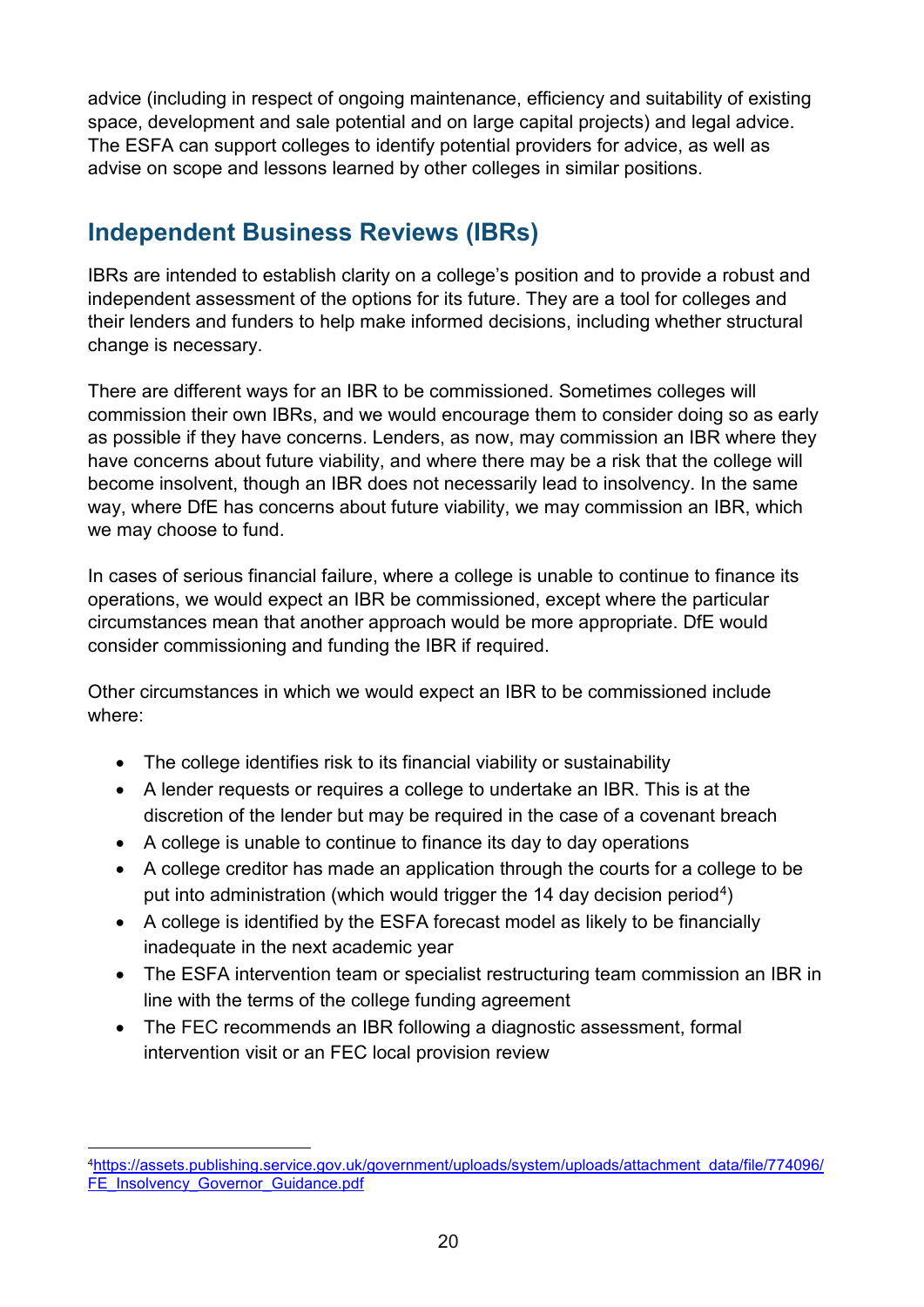advice (including in respect of ongoing maintenance, efficiency and suitability of existing space, development and sale potential and on large capital projects) and legal advice. The ESFA can support colleges to identify potential providers for advice, as well as advise on scope and lessons learned by other colleges in similar positions.

## Independent Business Reviews (IBRs)

IBRs are intended to establish clarity on a college's position and to provide a robust and independent assessment of the options for its future. They are a tool for colleges and their lenders and funders to help make informed decisions, including whether structural change is necessary.

There are different ways for an IBR to be commissioned. Sometimes colleges will commission their own IBRs, and we would encourage them to consider doing so as early as possible if they have concerns. Lenders, as now, may commission an IBR where they have concerns about future viability, and where there may be a risk that the college will become insolvent, though an IBR does not necessarily lead to insolvency. In the same way, where DfE has concerns about future viability, we may commission an IBR, which we may choose to fund.

In cases of serious financial failure, where a college is unable to continue to finance its operations, we would expect an IBR be commissioned, except where the particular circumstances mean that another approach would be more appropriate. DfE would consider commissioning and funding the IBR if required.

Other circumstances in which we would expect an IBR to be commissioned include where:

- The college identifies risk to its financial viability or sustainability
- A lender requests or requires a college to undertake an IBR. This is at the discretion of the lender but may be required in the case of a covenant breach
- A college is unable to continue to finance its day to day operations
- A college creditor has made an application through the courts for a college to be put into administration (which would trigger the 14 day decision period[4])
- A college is identified by the ESFA forecast model as likely to be financially inadequate in the next academic year
- The ESFA intervention team or specialist restructuring team commission an IBR in line with the terms of the college funding agreement
- The FEC recommends an IBR following a diagnostic assessment, formal intervention visit or an FEC local provision review

[4] https://assets.publishing.service.gov.uk/government/uploads/system/uploads/attachment_data/file/774096/FE_Insolvency_Governor_Guidance.pdf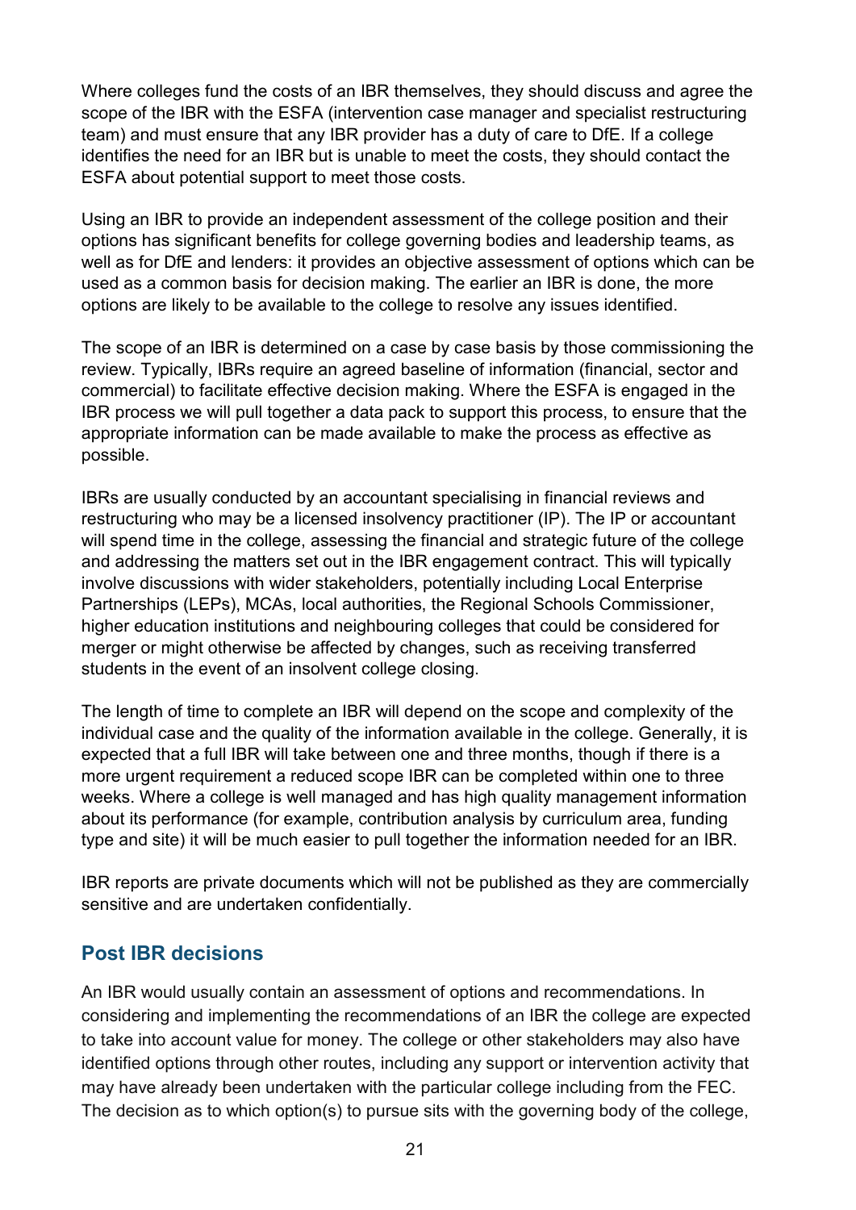Where colleges fund the costs of an IBR themselves, they should discuss and agree the scope of the IBR with the ESFA (intervention case manager and specialist restructuring team) and must ensure that any IBR provider has a duty of care to DfE. If a college identifies the need for an IBR but is unable to meet the costs, they should contact the ESFA about potential support to meet those costs.

Using an IBR to provide an independent assessment of the college position and their options has significant benefits for college governing bodies and leadership teams, as well as for DfE and lenders: it provides an objective assessment of options which can be used as a common basis for decision making. The earlier an IBR is done, the more options are likely to be available to the college to resolve any issues identified.

The scope of an IBR is determined on a case by case basis by those commissioning the review. Typically, IBRs require an agreed baseline of information (financial, sector and commercial) to facilitate effective decision making. Where the ESFA is engaged in the IBR process we will pull together a data pack to support this process, to ensure that the appropriate information can be made available to make the process as effective as possible.

IBRs are usually conducted by an accountant specialising in financial reviews and restructuring who may be a licensed insolvency practitioner (IP). The IP or accountant will spend time in the college, assessing the financial and strategic future of the college and addressing the matters set out in the IBR engagement contract. This will typically involve discussions with wider stakeholders, potentially including Local Enterprise Partnerships (LEPs), MCAs, local authorities, the Regional Schools Commissioner, higher education institutions and neighbouring colleges that could be considered for merger or might otherwise be affected by changes, such as receiving transferred students in the event of an insolvent college closing.

The length of time to complete an IBR will depend on the scope and complexity of the individual case and the quality of the information available in the college. Generally, it is expected that a full IBR will take between one and three months, though if there is a more urgent requirement a reduced scope IBR can be completed within one to three weeks. Where a college is well managed and has high quality management information about its performance (for example, contribution analysis by curriculum area, funding type and site) it will be much easier to pull together the information needed for an IBR.

IBR reports are private documents which will not be published as they are commercially sensitive and are undertaken confidentially.

## Post IBR decisions

An IBR would usually contain an assessment of options and recommendations. In considering and implementing the recommendations of an IBR the college are expected to take into account value for money. The college or other stakeholders may also have identified options through other routes, including any support or intervention activity that may have already been undertaken with the particular college including from the FEC. The decision as to which option(s) to pursue sits with the governing body of the college,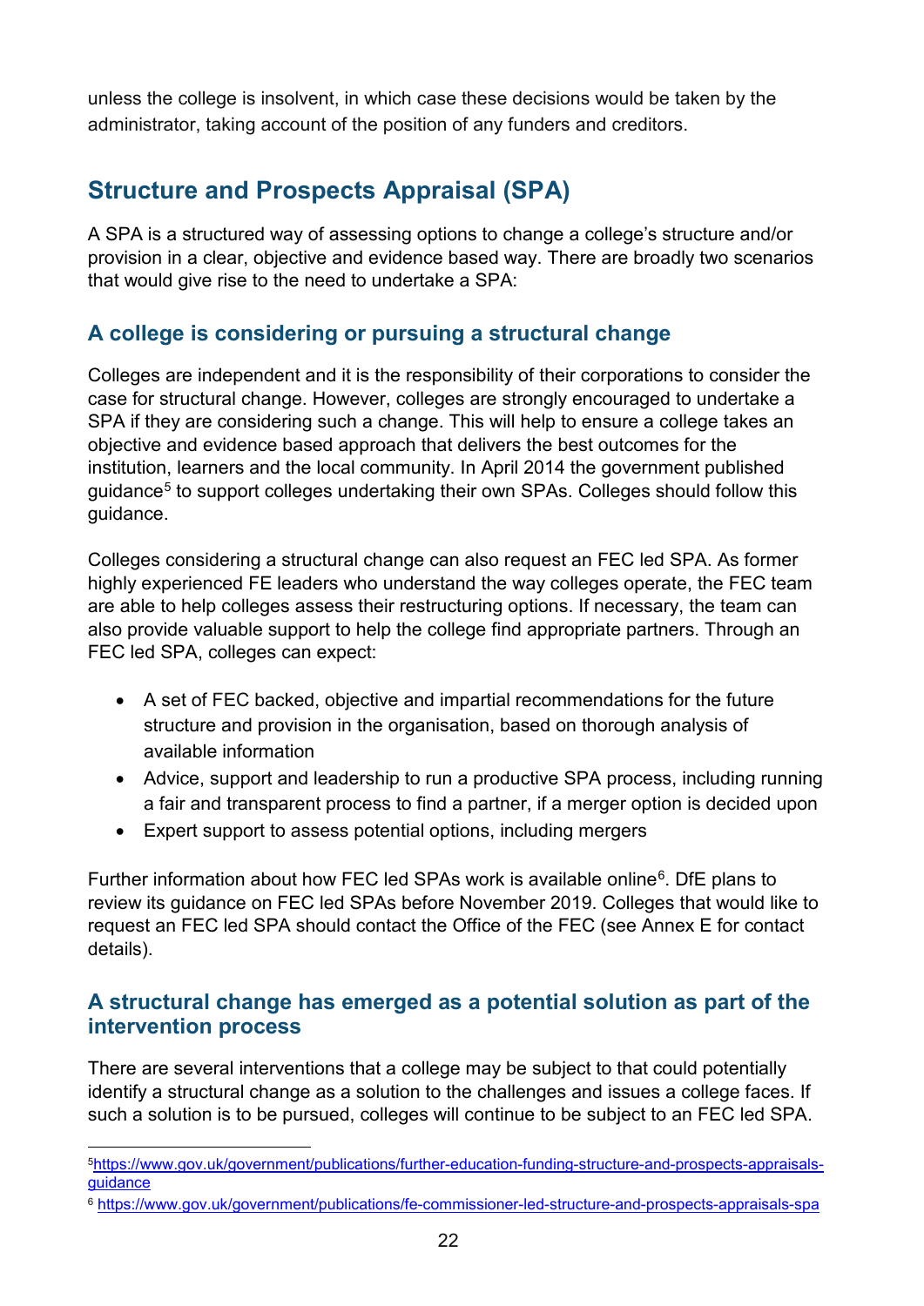unless the college is insolvent, in which case these decisions would be taken by the administrator, taking account of the position of any funders and creditors.

## Structure and Prospects Appraisal (SPA)

A SPA is a structured way of assessing options to change a college's structure and/or provision in a clear, objective and evidence based way. There are broadly two scenarios that would give rise to the need to undertake a SPA:

### A college is considering or pursuing a structural change

Colleges are independent and it is the responsibility of their corporations to consider the case for structural change. However, colleges are strongly encouraged to undertake a SPA if they are considering such a change. This will help to ensure a college takes an objective and evidence based approach that delivers the best outcomes for the institution, learners and the local community. In April 2014 the government published guidance[5] to support colleges undertaking their own SPAs. Colleges should follow this guidance.

Colleges considering a structural change can also request an FEC led SPA. As former highly experienced FE leaders who understand the way colleges operate, the FEC team are able to help colleges assess their restructuring options. If necessary, the team can also provide valuable support to help the college find appropriate partners. Through an FEC led SPA, colleges can expect:

- A set of FEC backed, objective and impartial recommendations for the future structure and provision in the organisation, based on thorough analysis of available information
- Advice, support and leadership to run a productive SPA process, including running a fair and transparent process to find a partner, if a merger option is decided upon
- Expert support to assess potential options, including mergers

Further information about how FEC led SPAs work is available online[6]. DfE plans to review its guidance on FEC led SPAs before November 2019. Colleges that would like to request an FEC led SPA should contact the Office of the FEC (see Annex E for contact details).

### A structural change has emerged as a potential solution as part of the intervention process

There are several interventions that a college may be subject to that could potentially identify a structural change as a solution to the challenges and issues a college faces. If such a solution is to be pursued, colleges will continue to be subject to an FEC led SPA.

---

[5] https://www.gov.uk/government/publications/further-education-funding-structure-and-prospects-appraisals-guidance

[6] https://www.gov.uk/government/publications/fe-commissioner-led-structure-and-prospects-appraisals-spa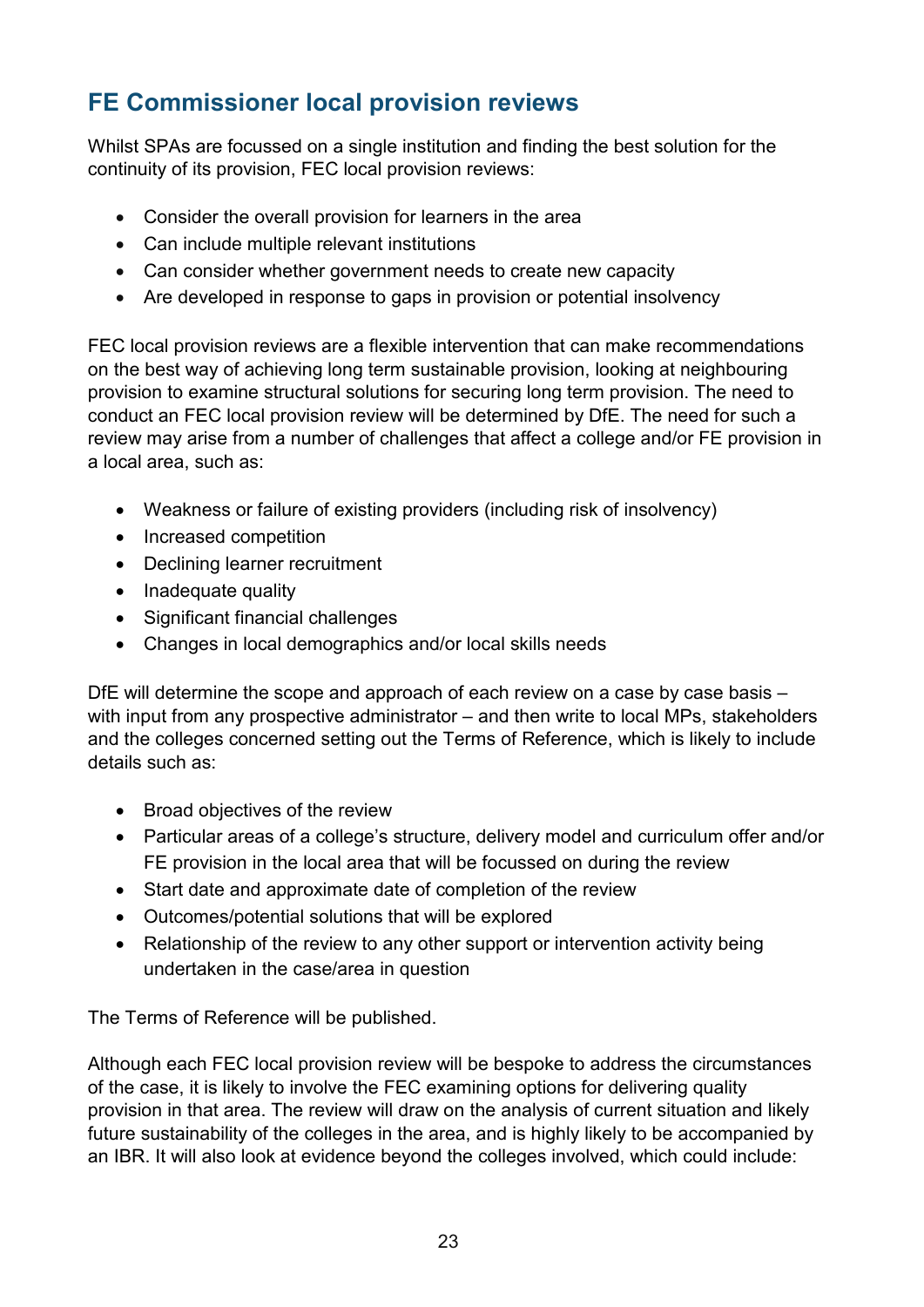## FE Commissioner local provision reviews

Whilst SPAs are focussed on a single institution and finding the best solution for the continuity of its provision, FEC local provision reviews:

- Consider the overall provision for learners in the area
- Can include multiple relevant institutions
- Can consider whether government needs to create new capacity
- Are developed in response to gaps in provision or potential insolvency

FEC local provision reviews are a flexible intervention that can make recommendations on the best way of achieving long term sustainable provision, looking at neighbouring provision to examine structural solutions for securing long term provision. The need to conduct an FEC local provision review will be determined by DfE. The need for such a review may arise from a number of challenges that affect a college and/or FE provision in a local area, such as:

- Weakness or failure of existing providers (including risk of insolvency)
- Increased competition
- Declining learner recruitment
- Inadequate quality
- Significant financial challenges
- Changes in local demographics and/or local skills needs

DfE will determine the scope and approach of each review on a case by case basis – with input from any prospective administrator – and then write to local MPs, stakeholders and the colleges concerned setting out the Terms of Reference, which is likely to include details such as:

- Broad objectives of the review
- Particular areas of a college's structure, delivery model and curriculum offer and/or FE provision in the local area that will be focussed on during the review
- Start date and approximate date of completion of the review
- Outcomes/potential solutions that will be explored
- Relationship of the review to any other support or intervention activity being undertaken in the case/area in question

The Terms of Reference will be published.

Although each FEC local provision review will be bespoke to address the circumstances of the case, it is likely to involve the FEC examining options for delivering quality provision in that area. The review will draw on the analysis of current situation and likely future sustainability of the colleges in the area, and is highly likely to be accompanied by an IBR. It will also look at evidence beyond the colleges involved, which could include: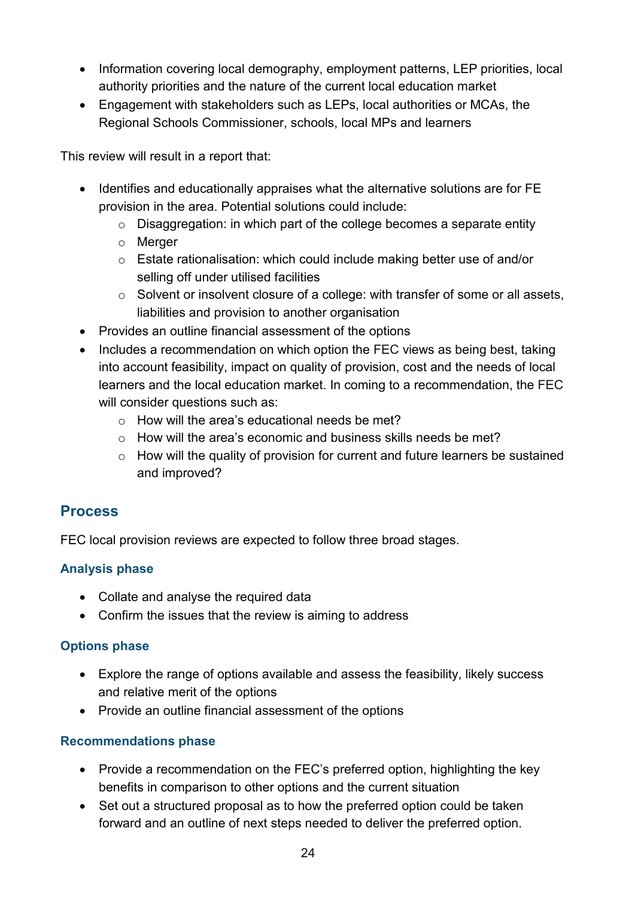- Information covering local demography, employment patterns, LEP priorities, local authority priorities and the nature of the current local education market
- Engagement with stakeholders such as LEPs, local authorities or MCAs, the Regional Schools Commissioner, schools, local MPs and learners

This review will result in a report that:

- Identifies and educationally appraises what the alternative solutions are for FE provision in the area. Potential solutions could include:
    - Disaggregation: in which part of the college becomes a separate entity
    - Merger
    - Estate rationalisation: which could include making better use of and/or selling off under utilised facilities
    - Solvent or insolvent closure of a college: with transfer of some or all assets, liabilities and provision to another organisation
- Provides an outline financial assessment of the options
- Includes a recommendation on which option the FEC views as being best, taking into account feasibility, impact on quality of provision, cost and the needs of local learners and the local education market. In coming to a recommendation, the FEC will consider questions such as:
    - How will the area's educational needs be met?
    - How will the area's economic and business skills needs be met?
    - How will the quality of provision for current and future learners be sustained and improved?

## Process

FEC local provision reviews are expected to follow three broad stages.

### Analysis phase

- Collate and analyse the required data
- Confirm the issues that the review is aiming to address

### Options phase

- Explore the range of options available and assess the feasibility, likely success and relative merit of the options
- Provide an outline financial assessment of the options

### Recommendations phase

- Provide a recommendation on the FEC's preferred option, highlighting the key benefits in comparison to other options and the current situation
- Set out a structured proposal as to how the preferred option could be taken forward and an outline of next steps needed to deliver the preferred option.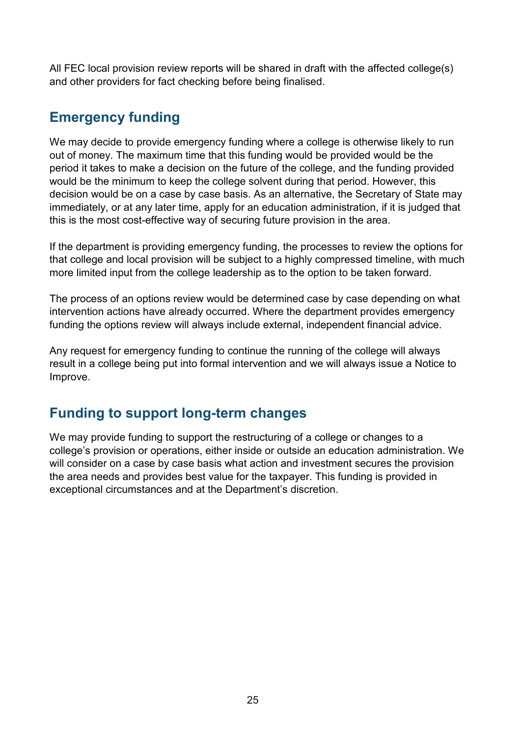All FEC local provision review reports will be shared in draft with the affected college(s) and other providers for fact checking before being finalised.

## Emergency funding

We may decide to provide emergency funding where a college is otherwise likely to run out of money. The maximum time that this funding would be provided would be the period it takes to make a decision on the future of the college, and the funding provided would be the minimum to keep the college solvent during that period. However, this decision would be on a case by case basis. As an alternative, the Secretary of State may immediately, or at any later time, apply for an education administration, if it is judged that this is the most cost-effective way of securing future provision in the area.

If the department is providing emergency funding, the processes to review the options for that college and local provision will be subject to a highly compressed timeline, with much more limited input from the college leadership as to the option to be taken forward.

The process of an options review would be determined case by case depending on what intervention actions have already occurred. Where the department provides emergency funding the options review will always include external, independent financial advice.

Any request for emergency funding to continue the running of the college will always result in a college being put into formal intervention and we will always issue a Notice to Improve.

## Funding to support long-term changes

We may provide funding to support the restructuring of a college or changes to a college's provision or operations, either inside or outside an education administration. We will consider on a case by case basis what action and investment secures the provision the area needs and provides best value for the taxpayer. This funding is provided in exceptional circumstances and at the Department's discretion.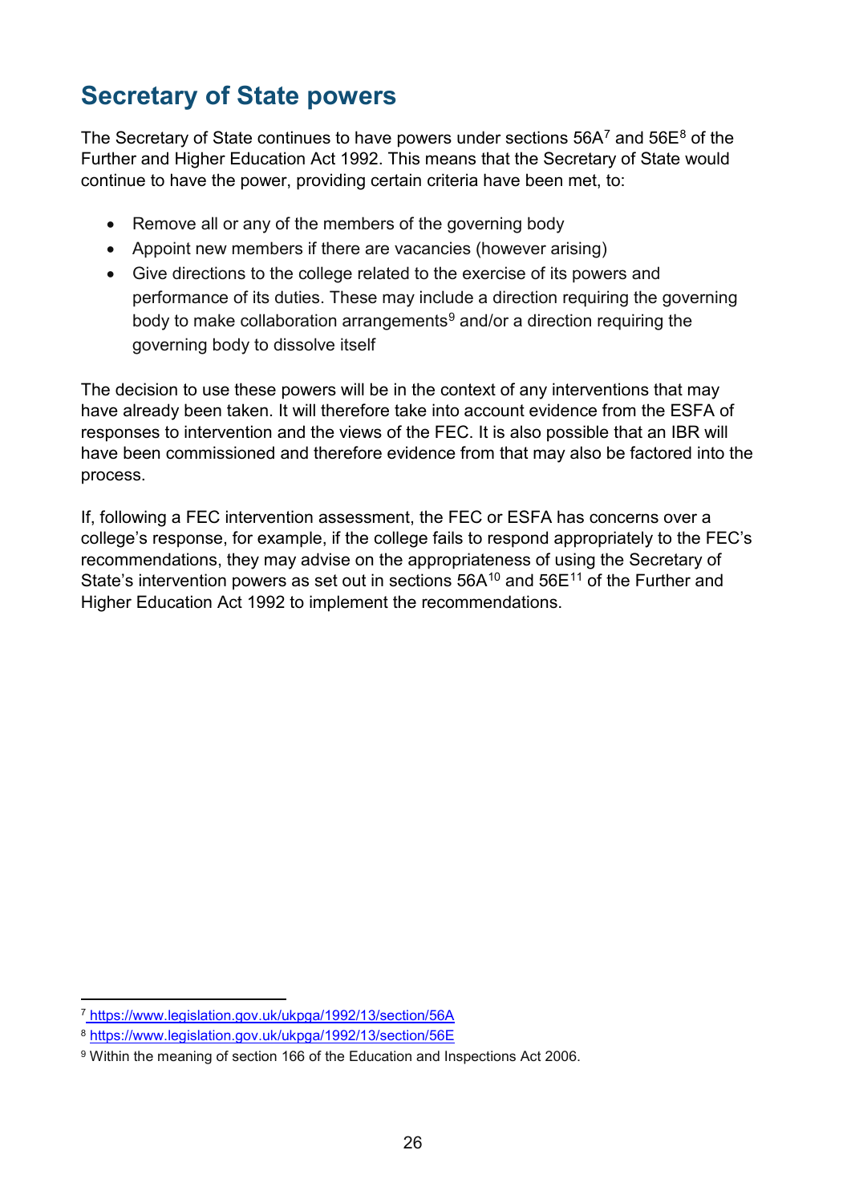## Secretary of State powers

The Secretary of State continues to have powers under sections 56A[7] and 56E[8] of the Further and Higher Education Act 1992. This means that the Secretary of State would continue to have the power, providing certain criteria have been met, to:

- Remove all or any of the members of the governing body
- Appoint new members if there are vacancies (however arising)
- Give directions to the college related to the exercise of its powers and performance of its duties. These may include a direction requiring the governing body to make collaboration arrangements[9] and/or a direction requiring the governing body to dissolve itself

The decision to use these powers will be in the context of any interventions that may have already been taken. It will therefore take into account evidence from the ESFA of responses to intervention and the views of the FEC. It is also possible that an IBR will have been commissioned and therefore evidence from that may also be factored into the process.

If, following a FEC intervention assessment, the FEC or ESFA has concerns over a college's response, for example, if the college fails to respond appropriately to the FEC's recommendations, they may advise on the appropriateness of using the Secretary of State's intervention powers as set out in sections 56A[10] and 56E[11] of the Further and Higher Education Act 1992 to implement the recommendations.

---

[7] https://www.legislation.gov.uk/ukpga/1992/13/section/56A

[8] https://www.legislation.gov.uk/ukpga/1992/13/section/56E

[9] Within the meaning of section 166 of the Education and Inspections Act 2006.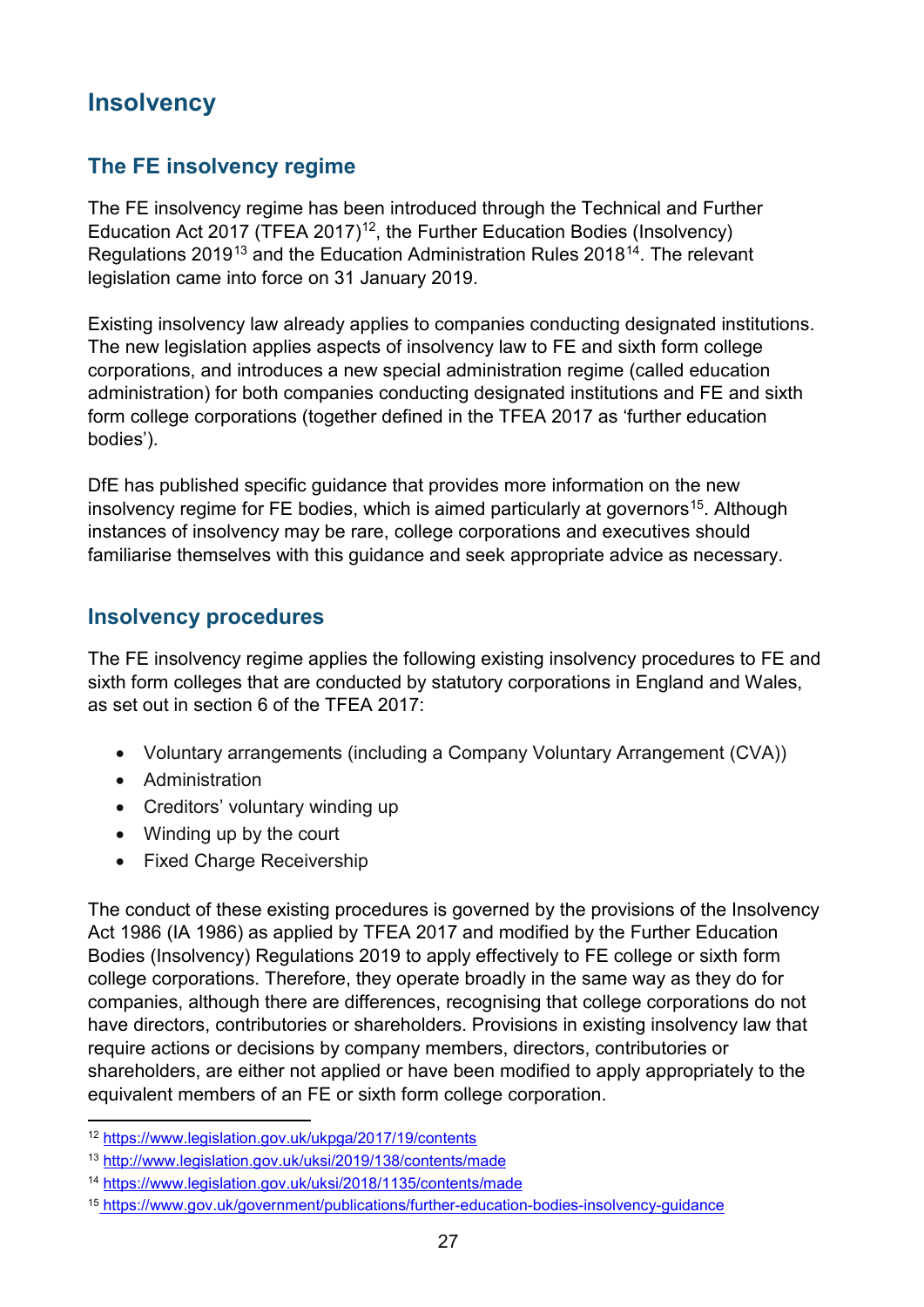## Insolvency

### The FE insolvency regime

The FE insolvency regime has been introduced through the Technical and Further Education Act 2017 (TFEA 2017)[12], the Further Education Bodies (Insolvency) Regulations 2019[13] and the Education Administration Rules 2018[14]. The relevant legislation came into force on 31 January 2019.

Existing insolvency law already applies to companies conducting designated institutions. The new legislation applies aspects of insolvency law to FE and sixth form college corporations, and introduces a new special administration regime (called education administration) for both companies conducting designated institutions and FE and sixth form college corporations (together defined in the TFEA 2017 as 'further education bodies').

DfE has published specific guidance that provides more information on the new insolvency regime for FE bodies, which is aimed particularly at governors[15]. Although instances of insolvency may be rare, college corporations and executives should familiarise themselves with this guidance and seek appropriate advice as necessary.

### Insolvency procedures

The FE insolvency regime applies the following existing insolvency procedures to FE and sixth form colleges that are conducted by statutory corporations in England and Wales, as set out in section 6 of the TFEA 2017:

- Voluntary arrangements (including a Company Voluntary Arrangement (CVA))
- Administration
- Creditors' voluntary winding up
- Winding up by the court
- Fixed Charge Receivership

The conduct of these existing procedures is governed by the provisions of the Insolvency Act 1986 (IA 1986) as applied by TFEA 2017 and modified by the Further Education Bodies (Insolvency) Regulations 2019 to apply effectively to FE college or sixth form college corporations. Therefore, they operate broadly in the same way as they do for companies, although there are differences, recognising that college corporations do not have directors, contributories or shareholders. Provisions in existing insolvency law that require actions or decisions by company members, directors, contributories or shareholders, are either not applied or have been modified to apply appropriately to the equivalent members of an FE or sixth form college corporation.

---

[12] https://www.legislation.gov.uk/ukpga/2017/19/contents

[13] http://www.legislation.gov.uk/uksi/2019/138/contents/made

[14] https://www.legislation.gov.uk/uksi/2018/1135/contents/made

[15] https://www.gov.uk/government/publications/further-education-bodies-insolvency-guidance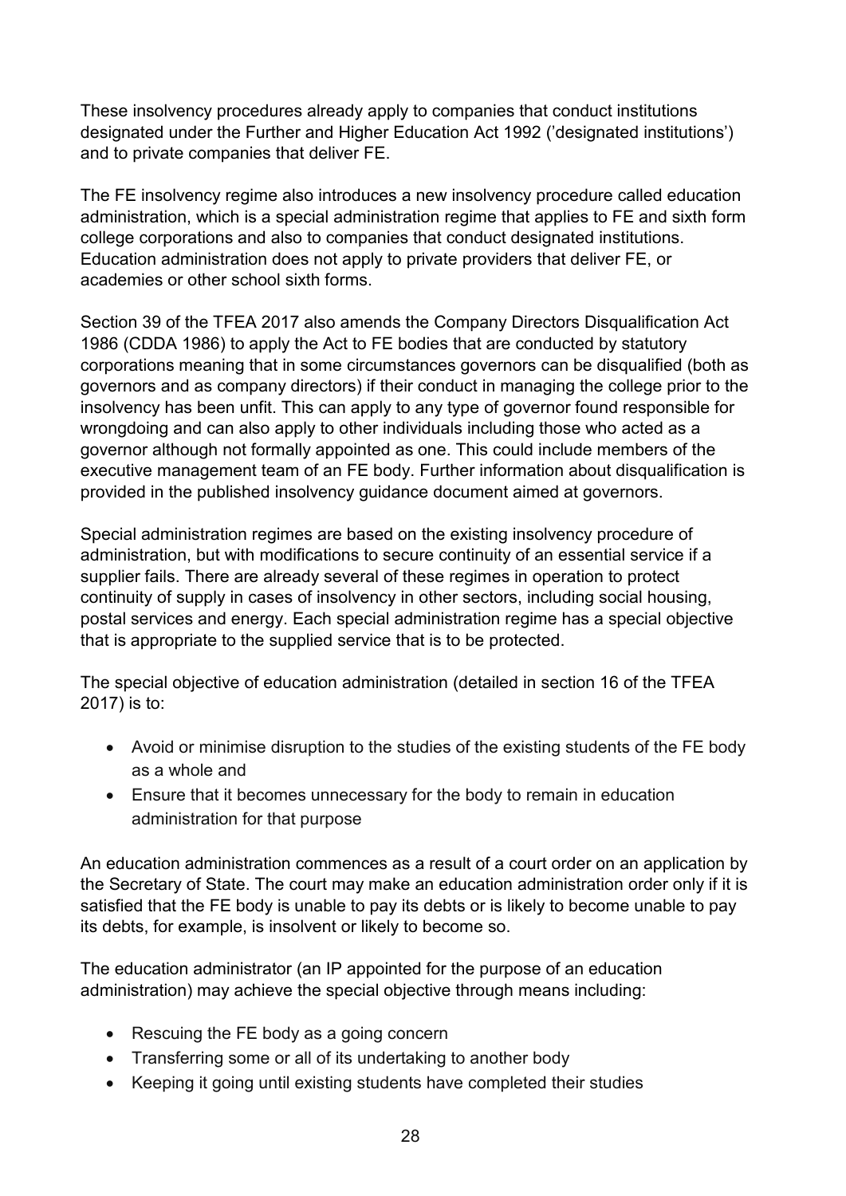These insolvency procedures already apply to companies that conduct institutions designated under the Further and Higher Education Act 1992 ('designated institutions') and to private companies that deliver FE.

The FE insolvency regime also introduces a new insolvency procedure called education administration, which is a special administration regime that applies to FE and sixth form college corporations and also to companies that conduct designated institutions. Education administration does not apply to private providers that deliver FE, or academies or other school sixth forms.

Section 39 of the TFEA 2017 also amends the Company Directors Disqualification Act 1986 (CDDA 1986) to apply the Act to FE bodies that are conducted by statutory corporations meaning that in some circumstances governors can be disqualified (both as governors and as company directors) if their conduct in managing the college prior to the insolvency has been unfit. This can apply to any type of governor found responsible for wrongdoing and can also apply to other individuals including those who acted as a governor although not formally appointed as one. This could include members of the executive management team of an FE body. Further information about disqualification is provided in the published insolvency guidance document aimed at governors.

Special administration regimes are based on the existing insolvency procedure of administration, but with modifications to secure continuity of an essential service if a supplier fails. There are already several of these regimes in operation to protect continuity of supply in cases of insolvency in other sectors, including social housing, postal services and energy. Each special administration regime has a special objective that is appropriate to the supplied service that is to be protected.

The special objective of education administration (detailed in section 16 of the TFEA 2017) is to:

- Avoid or minimise disruption to the studies of the existing students of the FE body as a whole and
- Ensure that it becomes unnecessary for the body to remain in education administration for that purpose

An education administration commences as a result of a court order on an application by the Secretary of State. The court may make an education administration order only if it is satisfied that the FE body is unable to pay its debts or is likely to become unable to pay its debts, for example, is insolvent or likely to become so.

The education administrator (an IP appointed for the purpose of an education administration) may achieve the special objective through means including:

- Rescuing the FE body as a going concern
- Transferring some or all of its undertaking to another body
- Keeping it going until existing students have completed their studies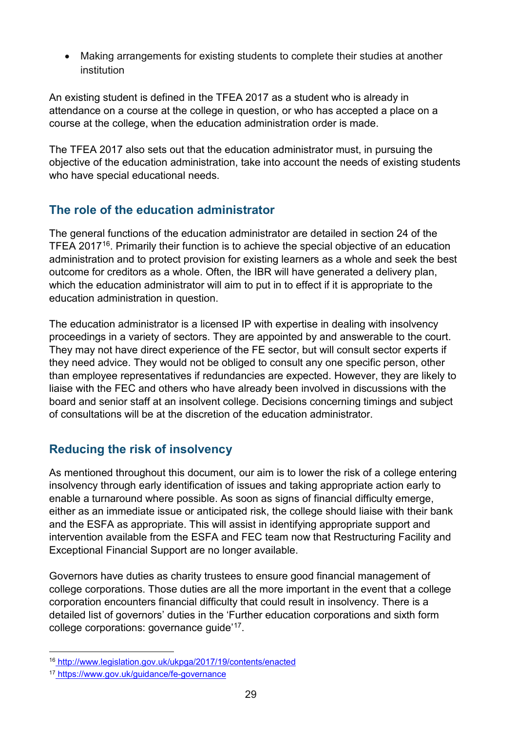- Making arrangements for existing students to complete their studies at another institution

An existing student is defined in the TFEA 2017 as a student who is already in attendance on a course at the college in question, or who has accepted a place on a course at the college, when the education administration order is made.

The TFEA 2017 also sets out that the education administrator must, in pursuing the objective of the education administration, take into account the needs of existing students who have special educational needs.

## The role of the education administrator

The general functions of the education administrator are detailed in section 24 of the TFEA 2017[16]. Primarily their function is to achieve the special objective of an education administration and to protect provision for existing learners as a whole and seek the best outcome for creditors as a whole. Often, the IBR will have generated a delivery plan, which the education administrator will aim to put in to effect if it is appropriate to the education administration in question.

The education administrator is a licensed IP with expertise in dealing with insolvency proceedings in a variety of sectors. They are appointed by and answerable to the court. They may not have direct experience of the FE sector, but will consult sector experts if they need advice. They would not be obliged to consult any one specific person, other than employee representatives if redundancies are expected. However, they are likely to liaise with the FEC and others who have already been involved in discussions with the board and senior staff at an insolvent college. Decisions concerning timings and subject of consultations will be at the discretion of the education administrator.

## Reducing the risk of insolvency

As mentioned throughout this document, our aim is to lower the risk of a college entering insolvency through early identification of issues and taking appropriate action early to enable a turnaround where possible. As soon as signs of financial difficulty emerge, either as an immediate issue or anticipated risk, the college should liaise with their bank and the ESFA as appropriate. This will assist in identifying appropriate support and intervention available from the ESFA and FEC team now that Restructuring Facility and Exceptional Financial Support are no longer available.

Governors have duties as charity trustees to ensure good financial management of college corporations. Those duties are all the more important in the event that a college corporation encounters financial difficulty that could result in insolvency. There is a detailed list of governors' duties in the 'Further education corporations and sixth form college corporations: governance guide'[17].

[16] http://www.legislation.gov.uk/ukpga/2017/19/contents/enacted

[17] https://www.gov.uk/guidance/fe-governance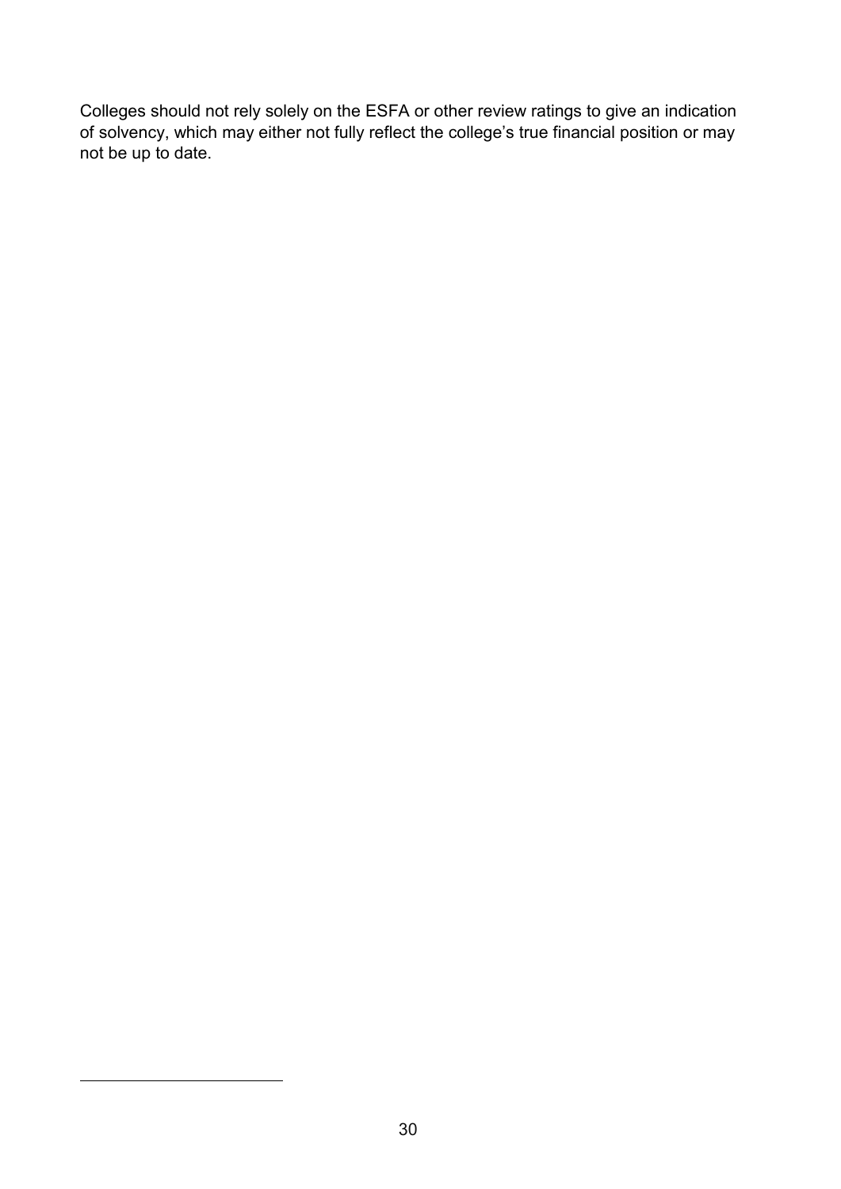Colleges should not rely solely on the ESFA or other review ratings to give an indication of solvency, which may either not fully reflect the college's true financial position or may not be up to date.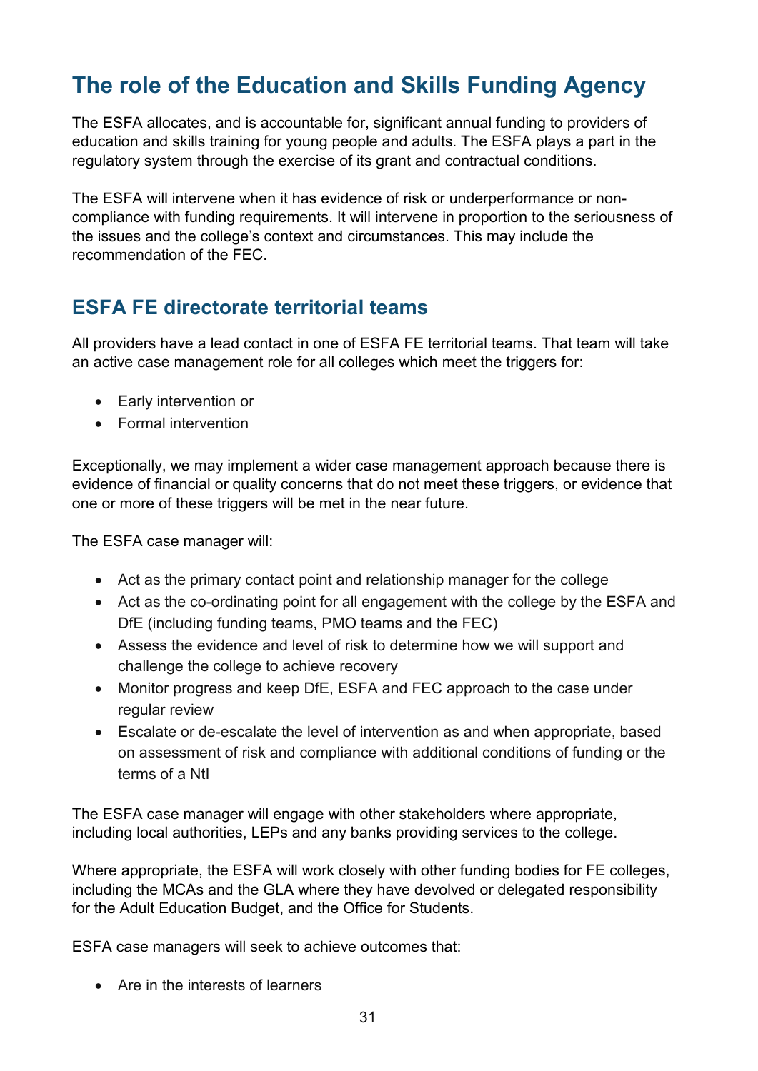## The role of the Education and Skills Funding Agency

The ESFA allocates, and is accountable for, significant annual funding to providers of education and skills training for young people and adults. The ESFA plays a part in the regulatory system through the exercise of its grant and contractual conditions.

The ESFA will intervene when it has evidence of risk or underperformance or non-compliance with funding requirements. It will intervene in proportion to the seriousness of the issues and the college's context and circumstances. This may include the recommendation of the FEC.

### ESFA FE directorate territorial teams

All providers have a lead contact in one of ESFA FE territorial teams. That team will take an active case management role for all colleges which meet the triggers for:

- Early intervention or
- Formal intervention

Exceptionally, we may implement a wider case management approach because there is evidence of financial or quality concerns that do not meet these triggers, or evidence that one or more of these triggers will be met in the near future.

The ESFA case manager will:

- Act as the primary contact point and relationship manager for the college
- Act as the co-ordinating point for all engagement with the college by the ESFA and DfE (including funding teams, PMO teams and the FEC)
- Assess the evidence and level of risk to determine how we will support and challenge the college to achieve recovery
- Monitor progress and keep DfE, ESFA and FEC approach to the case under regular review
- Escalate or de-escalate the level of intervention as and when appropriate, based on assessment of risk and compliance with additional conditions of funding or the terms of a NtI

The ESFA case manager will engage with other stakeholders where appropriate, including local authorities, LEPs and any banks providing services to the college.

Where appropriate, the ESFA will work closely with other funding bodies for FE colleges, including the MCAs and the GLA where they have devolved or delegated responsibility for the Adult Education Budget, and the Office for Students.

ESFA case managers will seek to achieve outcomes that:

- Are in the interests of learners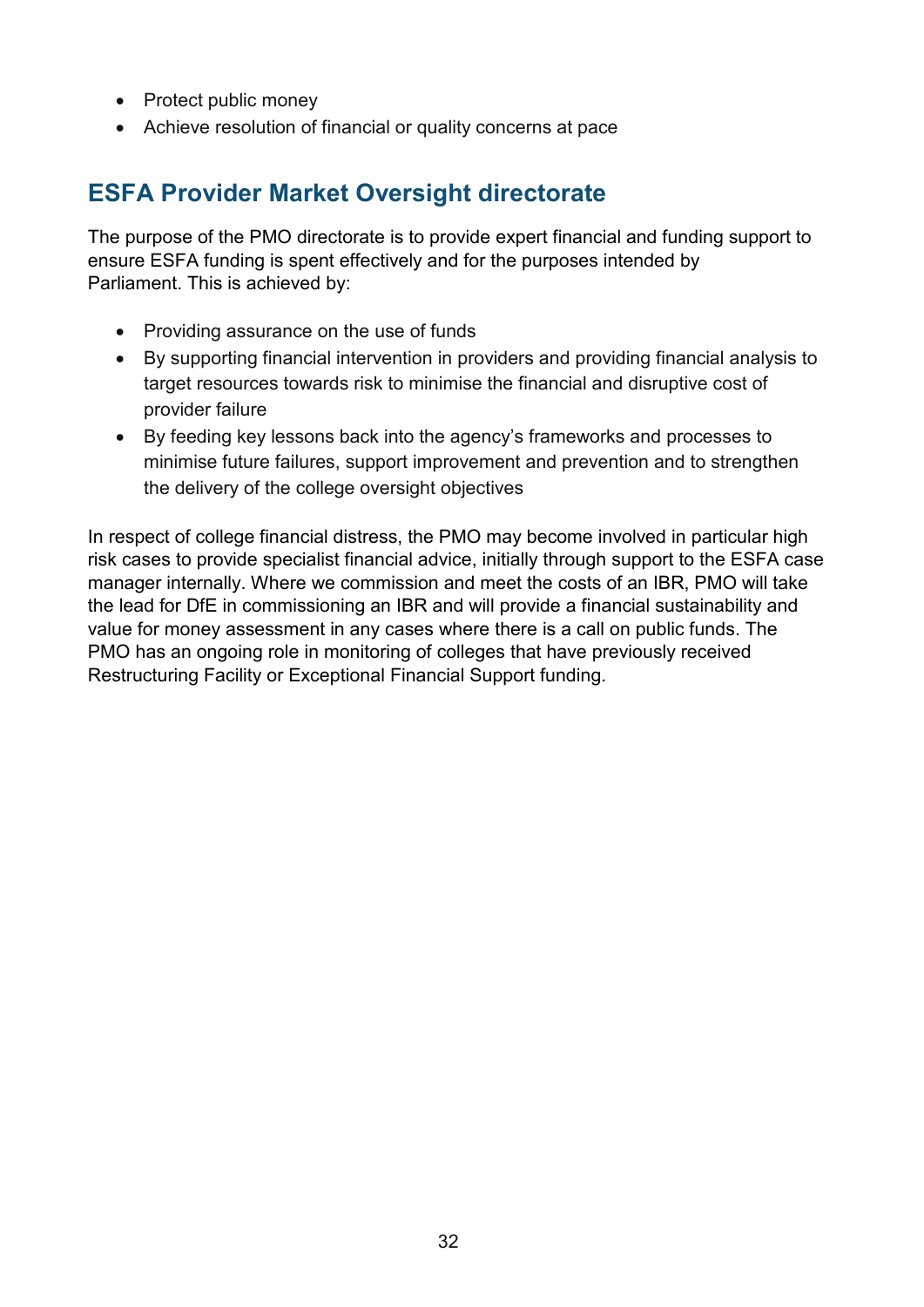- Protect public money
- Achieve resolution of financial or quality concerns at pace

## ESFA Provider Market Oversight directorate

The purpose of the PMO directorate is to provide expert financial and funding support to ensure ESFA funding is spent effectively and for the purposes intended by Parliament. This is achieved by:

- Providing assurance on the use of funds
- By supporting financial intervention in providers and providing financial analysis to target resources towards risk to minimise the financial and disruptive cost of provider failure
- By feeding key lessons back into the agency's frameworks and processes to minimise future failures, support improvement and prevention and to strengthen the delivery of the college oversight objectives

In respect of college financial distress, the PMO may become involved in particular high risk cases to provide specialist financial advice, initially through support to the ESFA case manager internally. Where we commission and meet the costs of an IBR, PMO will take the lead for DfE in commissioning an IBR and will provide a financial sustainability and value for money assessment in any cases where there is a call on public funds. The PMO has an ongoing role in monitoring of colleges that have previously received Restructuring Facility or Exceptional Financial Support funding.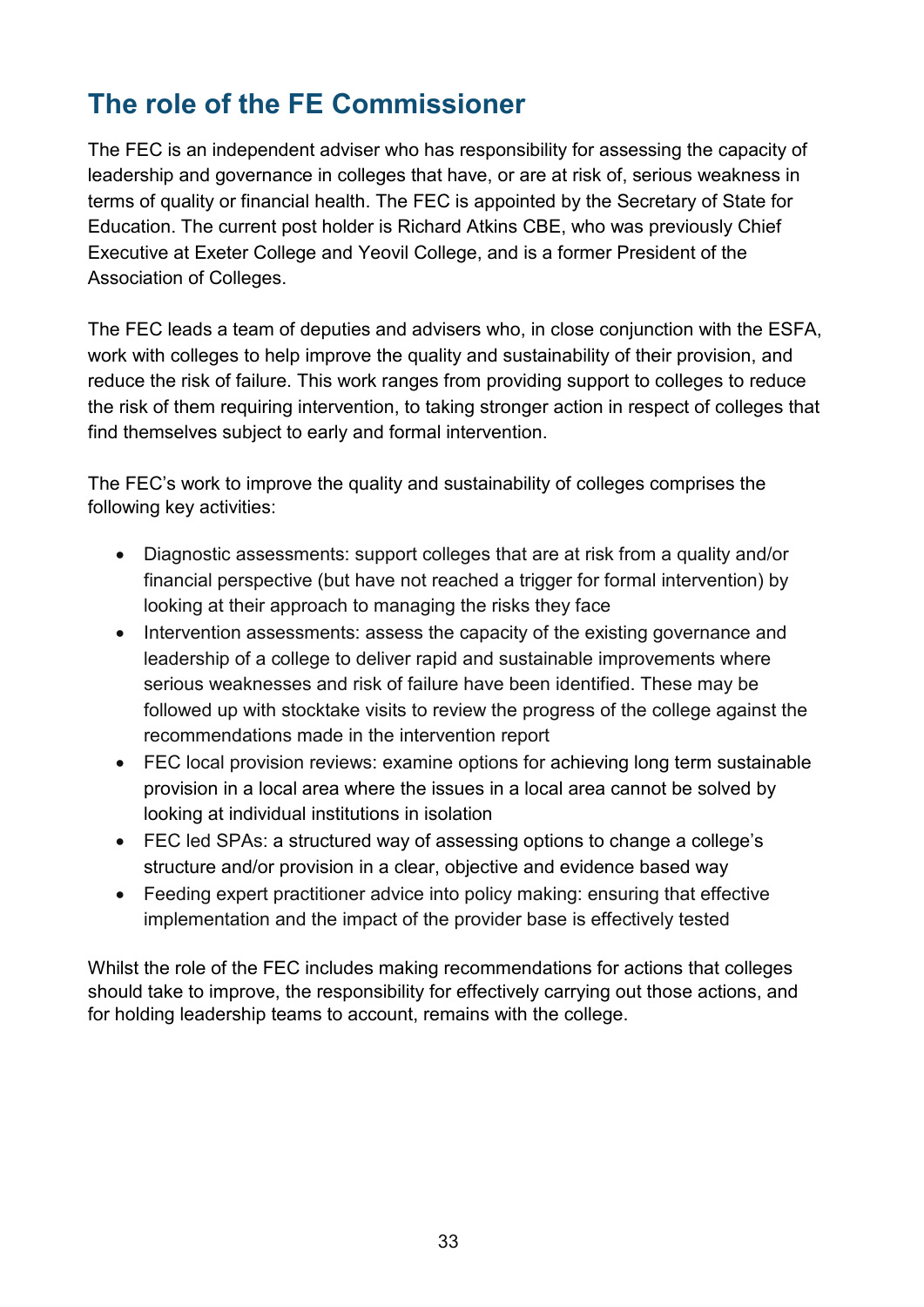## The role of the FE Commissioner

The FEC is an independent adviser who has responsibility for assessing the capacity of leadership and governance in colleges that have, or are at risk of, serious weakness in terms of quality or financial health. The FEC is appointed by the Secretary of State for Education. The current post holder is Richard Atkins CBE, who was previously Chief Executive at Exeter College and Yeovil College, and is a former President of the Association of Colleges.

The FEC leads a team of deputies and advisers who, in close conjunction with the ESFA, work with colleges to help improve the quality and sustainability of their provision, and reduce the risk of failure. This work ranges from providing support to colleges to reduce the risk of them requiring intervention, to taking stronger action in respect of colleges that find themselves subject to early and formal intervention.

The FEC's work to improve the quality and sustainability of colleges comprises the following key activities:

- Diagnostic assessments: support colleges that are at risk from a quality and/or financial perspective (but have not reached a trigger for formal intervention) by looking at their approach to managing the risks they face
- Intervention assessments: assess the capacity of the existing governance and leadership of a college to deliver rapid and sustainable improvements where serious weaknesses and risk of failure have been identified. These may be followed up with stocktake visits to review the progress of the college against the recommendations made in the intervention report
- FEC local provision reviews: examine options for achieving long term sustainable provision in a local area where the issues in a local area cannot be solved by looking at individual institutions in isolation
- FEC led SPAs: a structured way of assessing options to change a college's structure and/or provision in a clear, objective and evidence based way
- Feeding expert practitioner advice into policy making: ensuring that effective implementation and the impact of the provider base is effectively tested

Whilst the role of the FEC includes making recommendations for actions that colleges should take to improve, the responsibility for effectively carrying out those actions, and for holding leadership teams to account, remains with the college.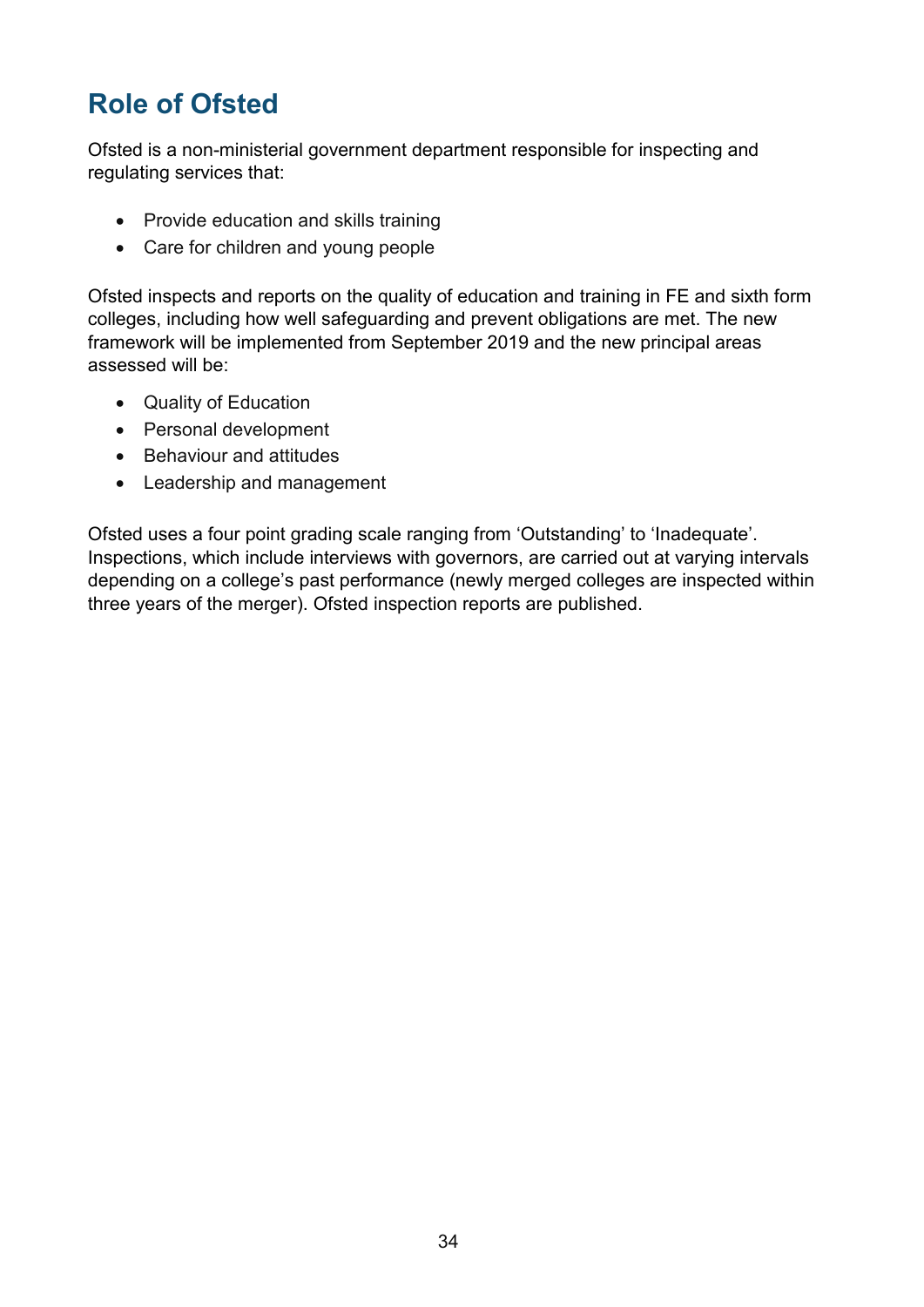## Role of Ofsted

Ofsted is a non-ministerial government department responsible for inspecting and regulating services that:

- Provide education and skills training
- Care for children and young people

Ofsted inspects and reports on the quality of education and training in FE and sixth form colleges, including how well safeguarding and prevent obligations are met. The new framework will be implemented from September 2019 and the new principal areas assessed will be:

- Quality of Education
- Personal development
- Behaviour and attitudes
- Leadership and management

Ofsted uses a four point grading scale ranging from 'Outstanding' to 'Inadequate'. Inspections, which include interviews with governors, are carried out at varying intervals depending on a college's past performance (newly merged colleges are inspected within three years of the merger). Ofsted inspection reports are published.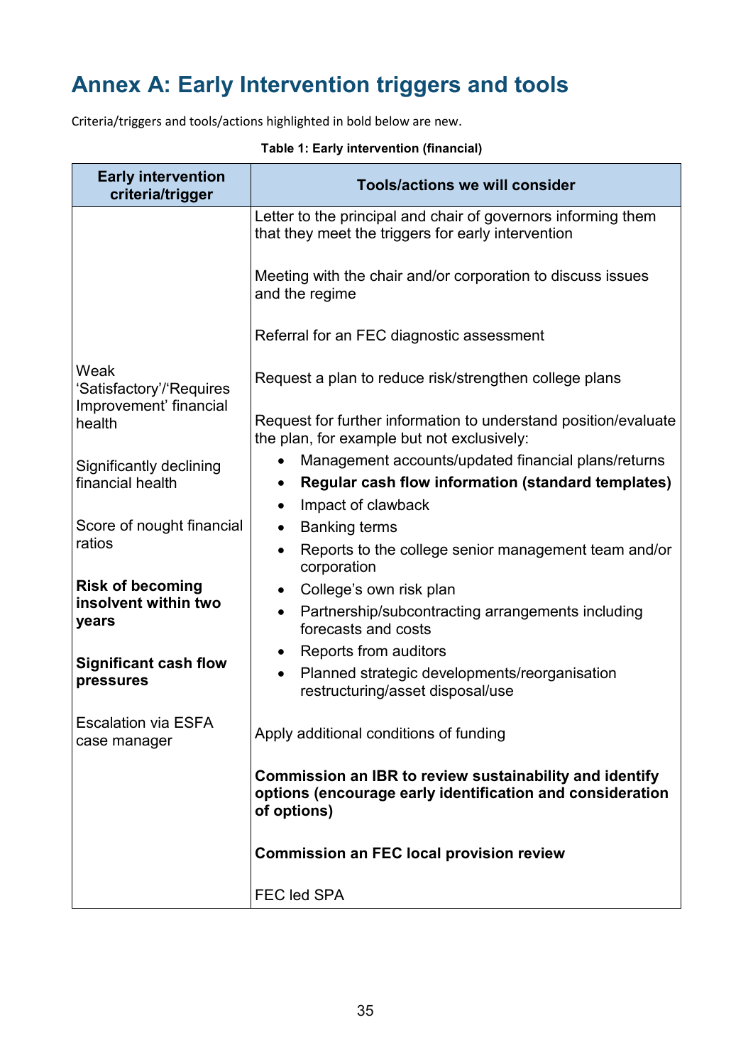# Annex A: Early Intervention triggers and tools

Criteria/triggers and tools/actions highlighted in bold below are new.

**Table 1: Early intervention (financial)**

| Early intervention criteria/trigger | Tools/actions we will consider |
|---|---|
| Weak 'Satisfactory'/'Requires Improvement' financial health<br><br>Significantly declining financial health<br><br>Score of nought financial ratios<br><br>**Risk of becoming insolvent within two years**<br><br>**Significant cash flow pressures**<br><br>Escalation via ESFA case manager | Letter to the principal and chair of governors informing them that they meet the triggers for early intervention<br><br>Meeting with the chair and/or corporation to discuss issues and the regime<br><br>Referral for an FEC diagnostic assessment<br><br>Request a plan to reduce risk/strengthen college plans<br><br>Request for further information to understand position/evaluate the plan, for example but not exclusively:<br>• Management accounts/updated financial plans/returns<br>• **Regular cash flow information (standard templates)**<br>• Impact of clawback<br>• Banking terms<br>• Reports to the college senior management team and/or corporation<br>• College's own risk plan<br>• Partnership/subcontracting arrangements including forecasts and costs<br>• Reports from auditors<br>• Planned strategic developments/reorganisation restructuring/asset disposal/use<br><br>Apply additional conditions of funding<br><br>**Commission an IBR to review sustainability and identify options (encourage early identification and consideration of options)**<br><br>**Commission an FEC local provision review**<br><br>FEC led SPA |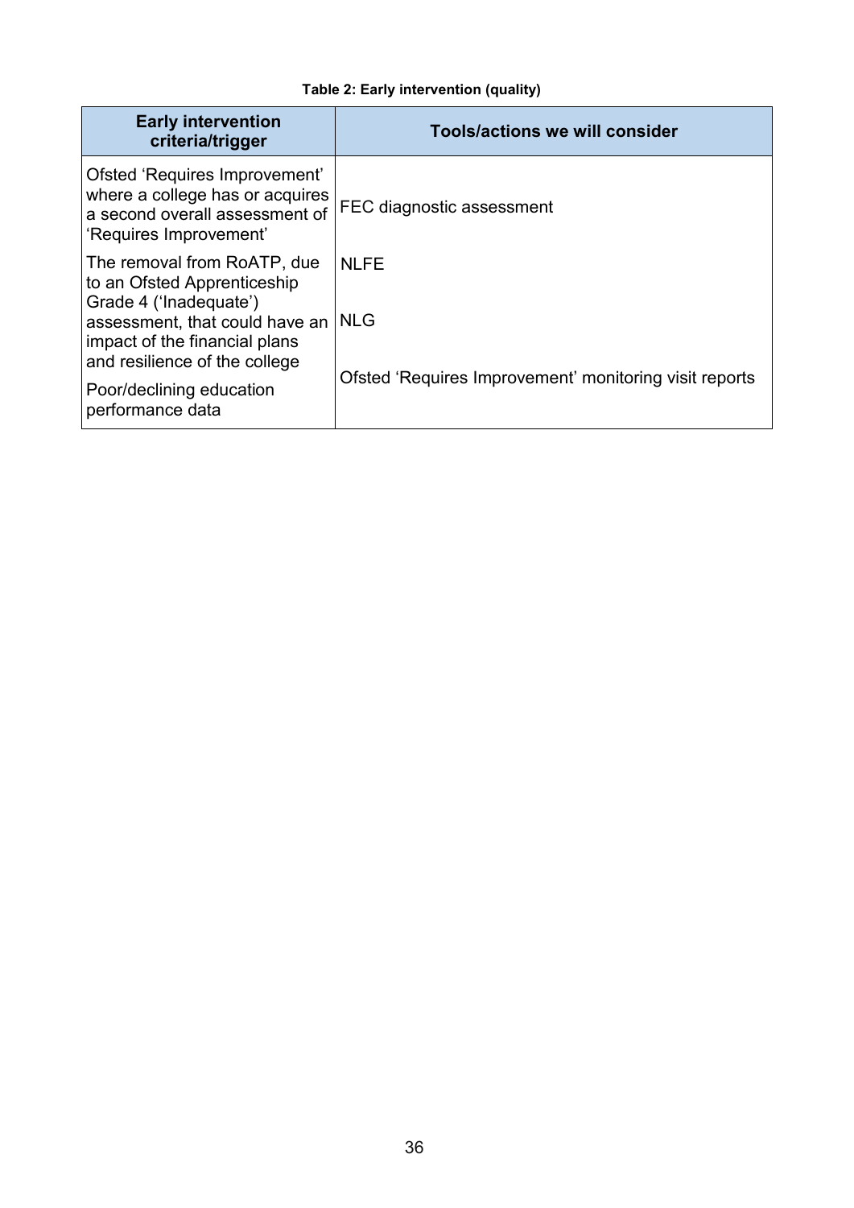**Table 2: Early intervention (quality)**

| Early intervention criteria/trigger | Tools/actions we will consider |
|---|---|
| Ofsted 'Requires Improvement' where a college has or acquires a second overall assessment of 'Requires Improvement' | FEC diagnostic assessment |
| The removal from RoATP, due to an Ofsted Apprenticeship Grade 4 ('Inadequate') assessment, that could have an impact of the financial plans and resilience of the college | NLFE |
| | NLG |
| Poor/declining education performance data | Ofsted 'Requires Improvement' monitoring visit reports |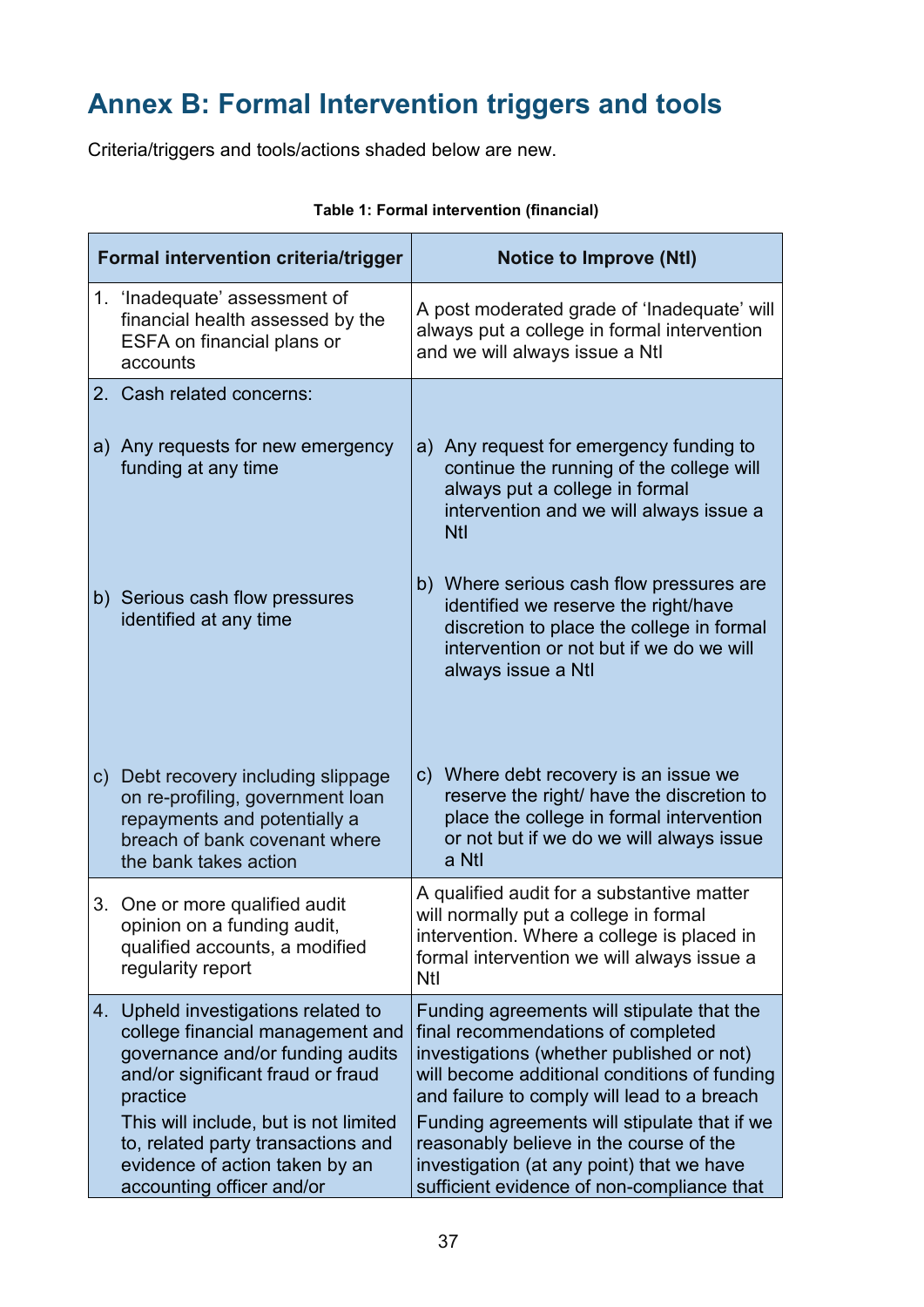# Annex B: Formal Intervention triggers and tools

Criteria/triggers and tools/actions shaded below are new.

**Table 1: Formal intervention (financial)**

| Formal intervention criteria/trigger | Notice to Improve (NtI) |
|---|---|
| 1. 'Inadequate' assessment of financial health assessed by the ESFA on financial plans or accounts | A post moderated grade of 'Inadequate' will always put a college in formal intervention and we will always issue a NtI |
| 2. Cash related concerns: | |
| a) Any requests for new emergency funding at any time | a) Any request for emergency funding to continue the running of the college will always put a college in formal intervention and we will always issue a NtI |
| b) Serious cash flow pressures identified at any time | b) Where serious cash flow pressures are identified we reserve the right/have discretion to place the college in formal intervention or not but if we do we will always issue a NtI |
| c) Debt recovery including slippage on re-profiling, government loan repayments and potentially a breach of bank covenant where the bank takes action | c) Where debt recovery is an issue we reserve the right/ have the discretion to place the college in formal intervention or not but if we do we will always issue a NtI |
| 3. One or more qualified audit opinion on a funding audit, qualified accounts, a modified regularity report | A qualified audit for a substantive matter will normally put a college in formal intervention. Where a college is placed in formal intervention we will always issue a NtI |
| 4. Upheld investigations related to college financial management and governance and/or funding audits and/or significant fraud or fraud practice<br><br>This will include, but is not limited to, related party transactions and evidence of action taken by an accounting officer and/or | Funding agreements will stipulate that the final recommendations of completed investigations (whether published or not) will become additional conditions of funding and failure to comply will lead to a breach<br><br>Funding agreements will stipulate that if we reasonably believe in the course of the investigation (at any point) that we have sufficient evidence of non-compliance that |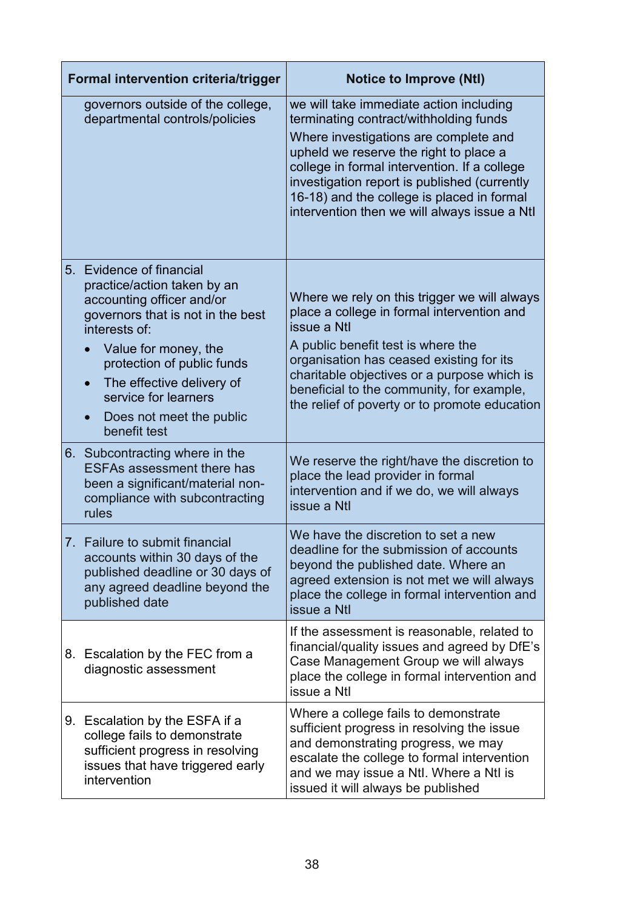| Formal intervention criteria/trigger | Notice to Improve (NtI) |
|---|---|
| governors outside of the college, departmental controls/policies | we will take immediate action including terminating contract/withholding funds<br>Where investigations are complete and upheld we reserve the right to place a college in formal intervention. If a college investigation report is published (currently 16-18) and the college is placed in formal intervention then we will always issue a NtI |
| 5. Evidence of financial practice/action taken by an accounting officer and/or governors that is not in the best interests of:<br>• Value for money, the protection of public funds<br>• The effective delivery of service for learners<br>• Does not meet the public benefit test | Where we rely on this trigger we will always place a college in formal intervention and issue a NtI<br>A public benefit test is where the organisation has ceased existing for its charitable objectives or a purpose which is beneficial to the community, for example, the relief of poverty or to promote education |
| 6. Subcontracting where in the ESFAs assessment there has been a significant/material non-compliance with subcontracting rules | We reserve the right/have the discretion to place the lead provider in formal intervention and if we do, we will always issue a NtI |
| 7. Failure to submit financial accounts within 30 days of the published deadline or 30 days of any agreed deadline beyond the published date | We have the discretion to set a new deadline for the submission of accounts beyond the published date. Where an agreed extension is not met we will always place the college in formal intervention and issue a NtI |
| 8. Escalation by the FEC from a diagnostic assessment | If the assessment is reasonable, related to financial/quality issues and agreed by DfE's Case Management Group we will always place the college in formal intervention and issue a NtI |
| 9. Escalation by the ESFA if a college fails to demonstrate sufficient progress in resolving issues that have triggered early intervention | Where a college fails to demonstrate sufficient progress in resolving the issue and demonstrating progress, we may escalate the college to formal intervention and we may issue a NtI. Where a NtI is issued it will always be published |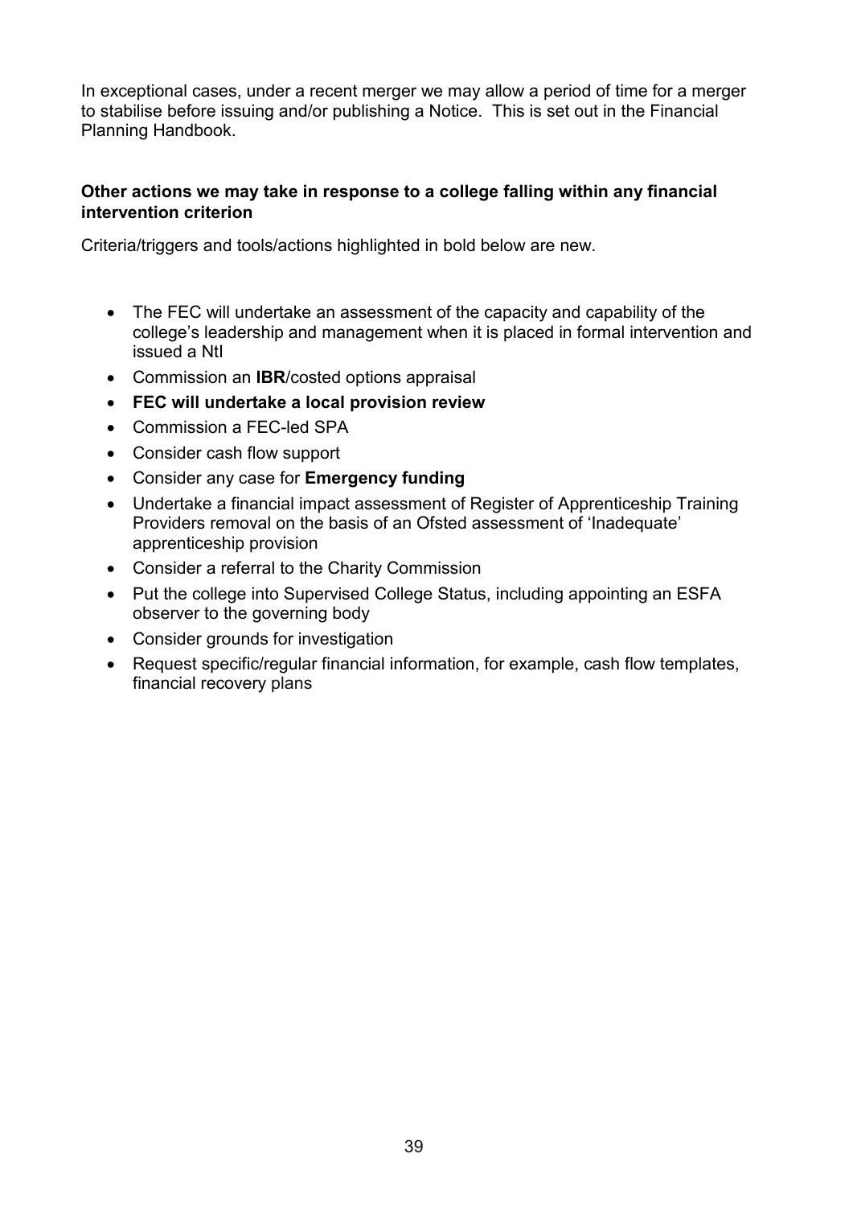In exceptional cases, under a recent merger we may allow a period of time for a merger to stabilise before issuing and/or publishing a Notice. This is set out in the Financial Planning Handbook.

**Other actions we may take in response to a college falling within any financial intervention criterion**

Criteria/triggers and tools/actions highlighted in bold below are new.

- The FEC will undertake an assessment of the capacity and capability of the college's leadership and management when it is placed in formal intervention and issued a NtI
- Commission an **IBR**/costed options appraisal
- **FEC will undertake a local provision review**
- Commission a FEC-led SPA
- Consider cash flow support
- Consider any case for **Emergency funding**
- Undertake a financial impact assessment of Register of Apprenticeship Training Providers removal on the basis of an Ofsted assessment of 'Inadequate' apprenticeship provision
- Consider a referral to the Charity Commission
- Put the college into Supervised College Status, including appointing an ESFA observer to the governing body
- Consider grounds for investigation
- Request specific/regular financial information, for example, cash flow templates, financial recovery plans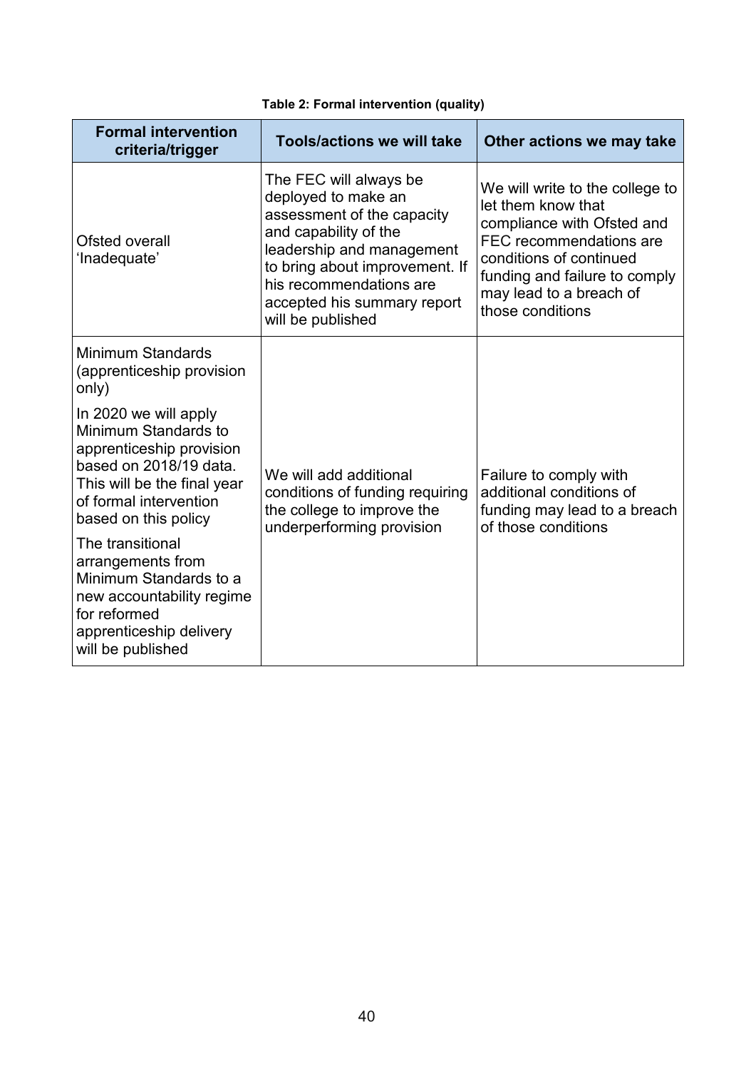**Table 2: Formal intervention (quality)**

| Formal intervention criteria/trigger | Tools/actions we will take | Other actions we may take |
| --- | --- | --- |
| Ofsted overall 'Inadequate' | The FEC will always be deployed to make an assessment of the capacity and capability of the leadership and management to bring about improvement. If his recommendations are accepted his summary report will be published | We will write to the college to let them know that compliance with Ofsted and FEC recommendations are conditions of continued funding and failure to comply may lead to a breach of those conditions |
| Minimum Standards (apprenticeship provision only)<br><br>In 2020 we will apply Minimum Standards to apprenticeship provision based on 2018/19 data. This will be the final year of formal intervention based on this policy<br><br>The transitional arrangements from Minimum Standards to a new accountability regime for reformed apprenticeship delivery will be published | We will add additional conditions of funding requiring the college to improve the underperforming provision | Failure to comply with additional conditions of funding may lead to a breach of those conditions |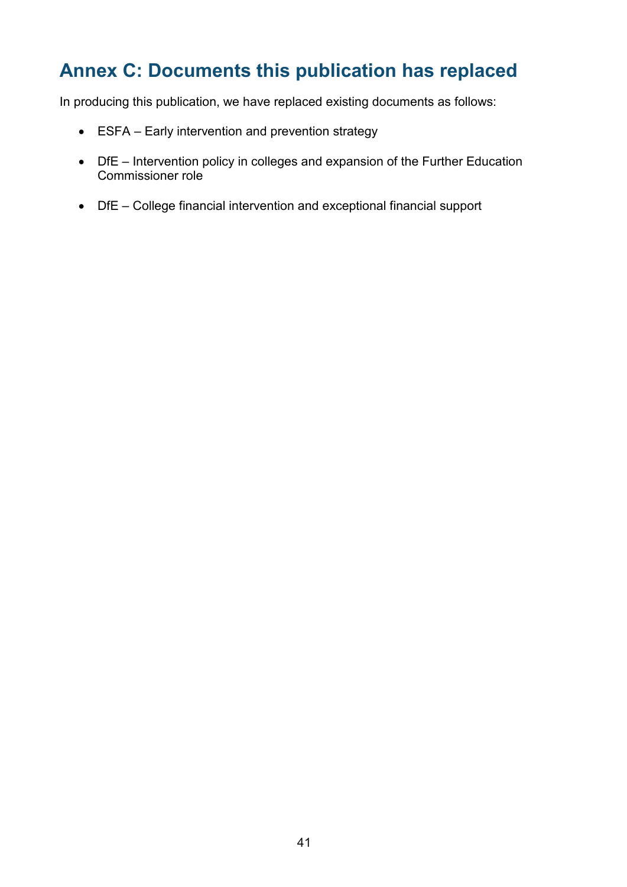## Annex C: Documents this publication has replaced

In producing this publication, we have replaced existing documents as follows:

- ESFA – Early intervention and prevention strategy
- DfE – Intervention policy in colleges and expansion of the Further Education Commissioner role
- DfE – College financial intervention and exceptional financial support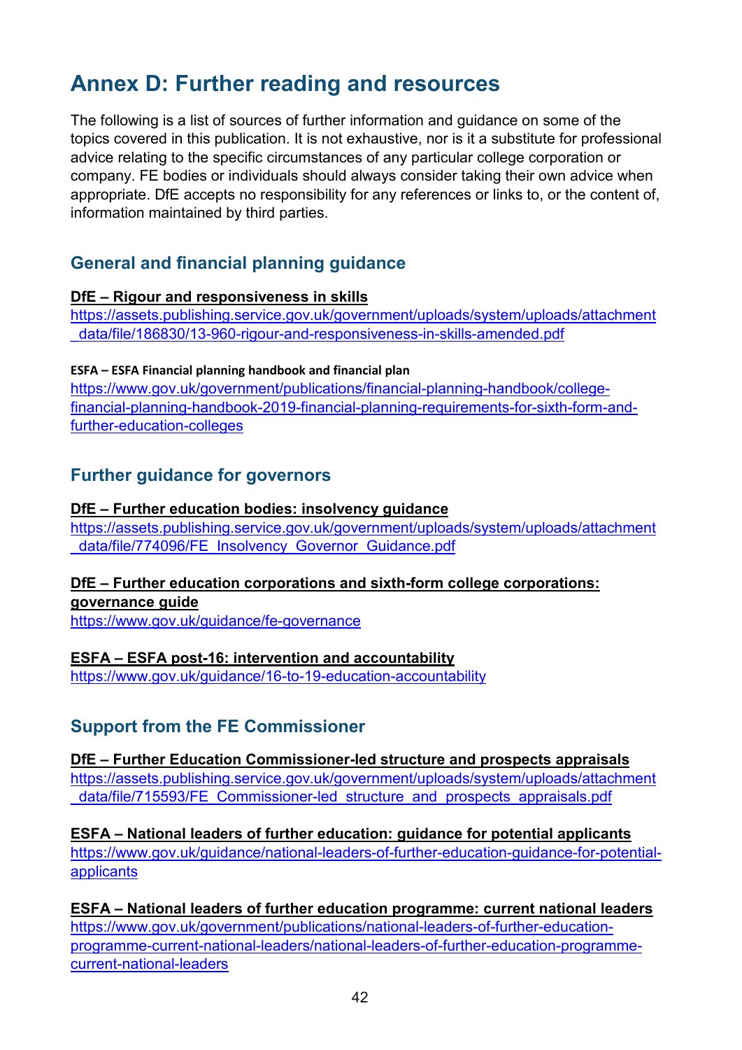# Annex D: Further reading and resources

The following is a list of sources of further information and guidance on some of the topics covered in this publication. It is not exhaustive, nor is it a substitute for professional advice relating to the specific circumstances of any particular college corporation or company. FE bodies or individuals should always consider taking their own advice when appropriate. DfE accepts no responsibility for any references or links to, or the content of, information maintained by third parties.

## General and financial planning guidance

**DfE – Rigour and responsiveness in skills**
https://assets.publishing.service.gov.uk/government/uploads/system/uploads/attachment_data/file/186830/13-960-rigour-and-responsiveness-in-skills-amended.pdf

**ESFA – ESFA Financial planning handbook and financial plan**
https://www.gov.uk/government/publications/financial-planning-handbook/college-financial-planning-handbook-2019-financial-planning-requirements-for-sixth-form-and-further-education-colleges

## Further guidance for governors

**DfE – Further education bodies: insolvency guidance**
https://assets.publishing.service.gov.uk/government/uploads/system/uploads/attachment_data/file/774096/FE_Insolvency_Governor_Guidance.pdf

**DfE – Further education corporations and sixth-form college corporations: governance guide**
https://www.gov.uk/guidance/fe-governance

**ESFA – ESFA post-16: intervention and accountability**
https://www.gov.uk/guidance/16-to-19-education-accountability

## Support from the FE Commissioner

**DfE – Further Education Commissioner-led structure and prospects appraisals**
https://assets.publishing.service.gov.uk/government/uploads/system/uploads/attachment_data/file/715593/FE_Commissioner-led_structure_and_prospects_appraisals.pdf

**ESFA – National leaders of further education: guidance for potential applicants**
https://www.gov.uk/guidance/national-leaders-of-further-education-guidance-for-potential-applicants

**ESFA – National leaders of further education programme: current national leaders**
https://www.gov.uk/government/publications/national-leaders-of-further-education-programme-current-national-leaders/national-leaders-of-further-education-programme-current-national-leaders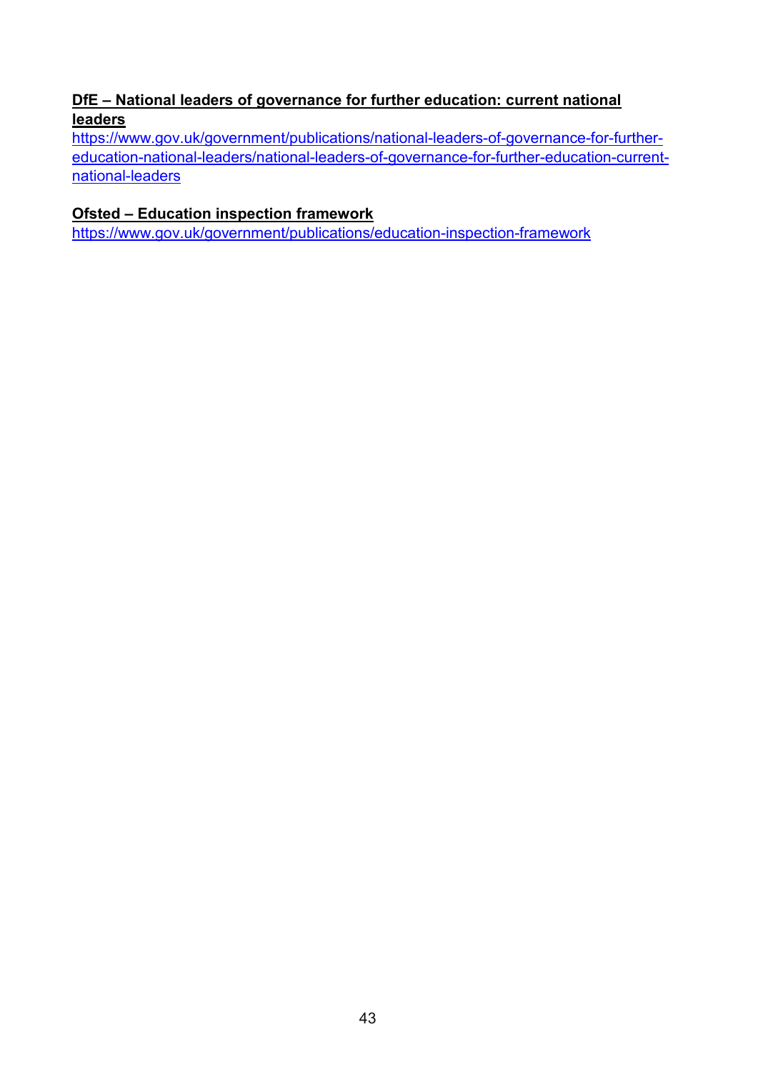**DfE – National leaders of governance for further education: current national leaders**

https://www.gov.uk/government/publications/national-leaders-of-governance-for-further-education-national-leaders/national-leaders-of-governance-for-further-education-current-national-leaders

**Ofsted – Education inspection framework**

https://www.gov.uk/government/publications/education-inspection-framework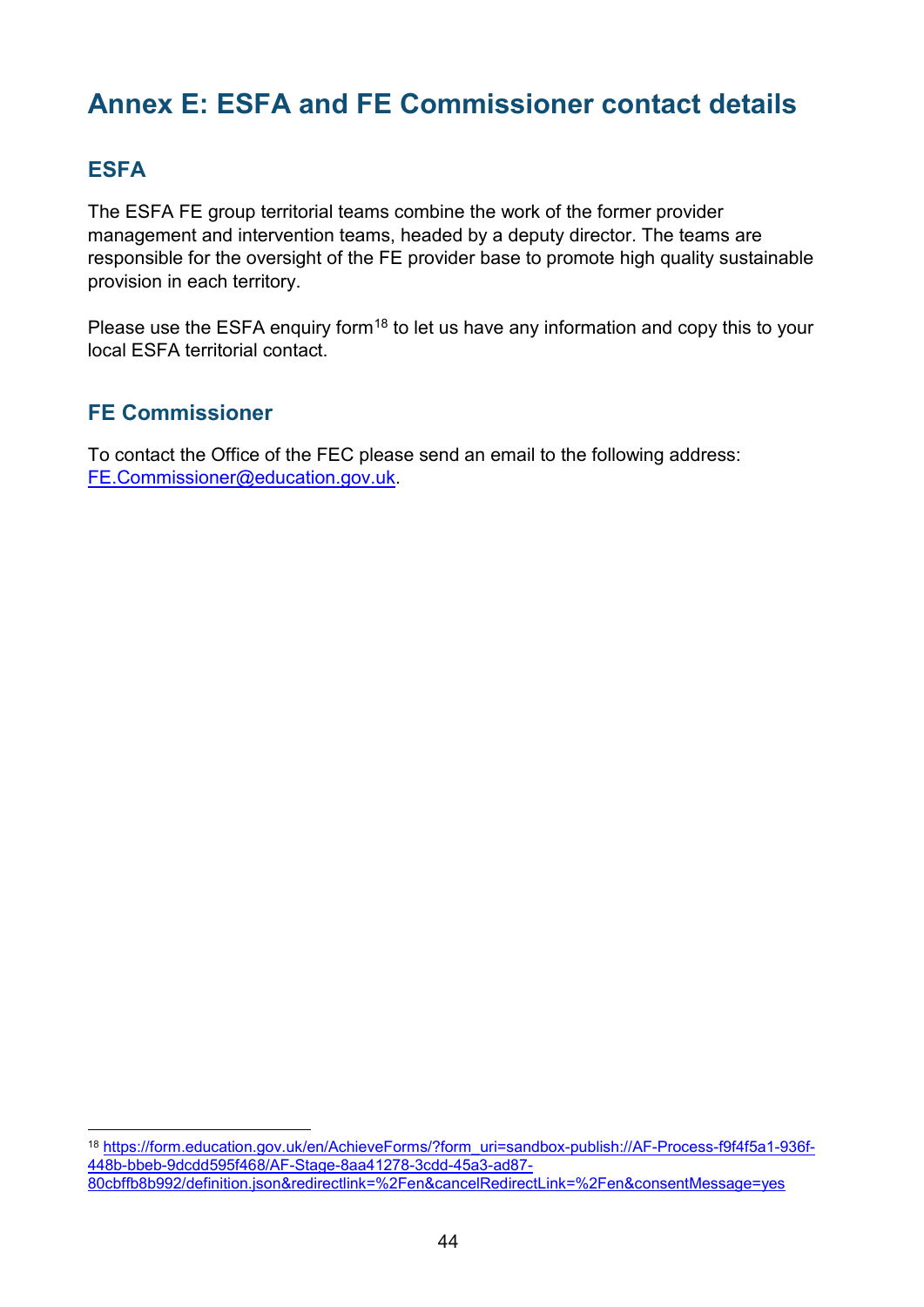# Annex E: ESFA and FE Commissioner contact details

## ESFA

The ESFA FE group territorial teams combine the work of the former provider management and intervention teams, headed by a deputy director. The teams are responsible for the oversight of the FE provider base to promote high quality sustainable provision in each territory.

Please use the ESFA enquiry form[18] to let us have any information and copy this to your local ESFA territorial contact.

## FE Commissioner

To contact the Office of the FEC please send an email to the following address: FE.Commissioner@education.gov.uk.

---

[18] https://form.education.gov.uk/en/AchieveForms/?form_uri=sandbox-publish://AF-Process-f9f4f5a1-936f-448b-bbeb-9dcdd595f468/AF-Stage-8aa41278-3cdd-45a3-ad87-80cbffb8b992/definition.json&redirectlink=%2Fen&cancelRedirectLink=%2Fen&consentMessage=yes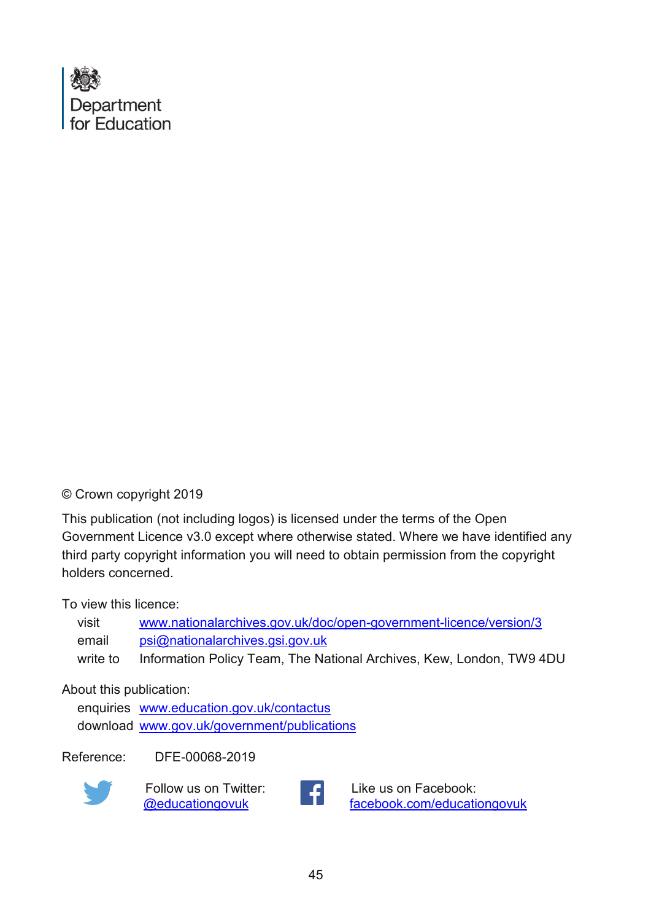Department for Education

© Crown copyright 2019

This publication (not including logos) is licensed under the terms of the Open Government Licence v3.0 except where otherwise stated. Where we have identified any third party copyright information you will need to obtain permission from the copyright holders concerned.

To view this licence:

visit www.nationalarchives.gov.uk/doc/open-government-licence/version/3
email psi@nationalarchives.gsi.gov.uk
write to Information Policy Team, The National Archives, Kew, London, TW9 4DU

About this publication:

enquiries www.education.gov.uk/contactus
download www.gov.uk/government/publications

Reference: DFE-00068-2019

Follow us on Twitter: @educationgovuk

Like us on Facebook: facebook.com/educationgovuk